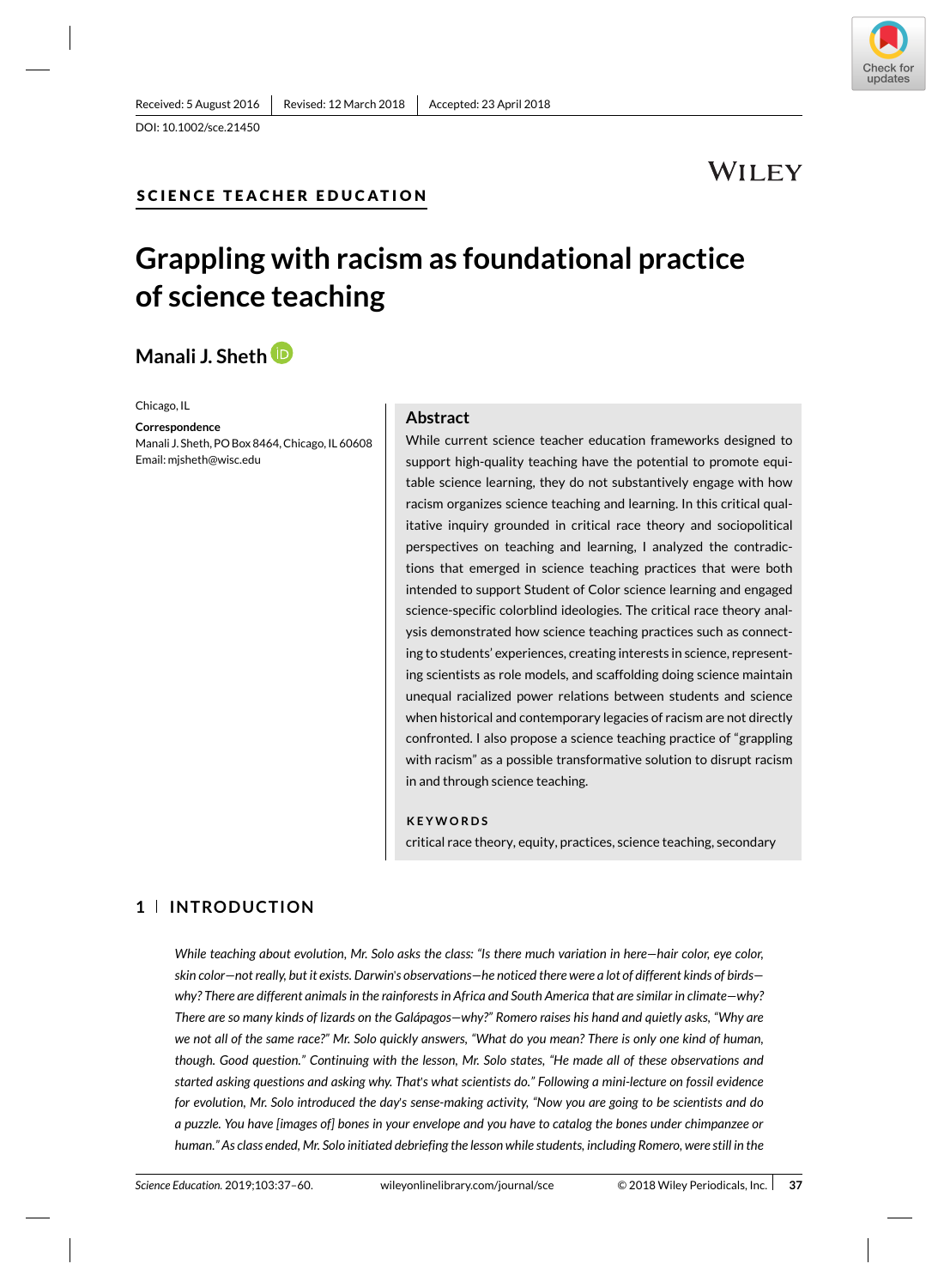Received: 5 August 2016 | Revised: 12 March 2018 | Accepted: 23 April 2018

DOI: 10.1002/sce.21450

SCIENCE TEACHER EDUCATION

# Grappling with racism as foundational practice of science teaching

**Manali J. Sheth**

Chicago, IL

**Correspondence**
Manali J. Sheth, PO Box 8464, Chicago, IL 60608
Email: mjsheth@wisc.edu

## Abstract

While current science teacher education frameworks designed to support high-quality teaching have the potential to promote equitable science learning, they do not substantively engage with how racism organizes science teaching and learning. In this critical qualitative inquiry grounded in critical race theory and sociopolitical perspectives on teaching and learning, I analyzed the contradictions that emerged in science teaching practices that were both intended to support Student of Color science learning and engaged science-specific colorblind ideologies. The critical race theory analysis demonstrated how science teaching practices such as connecting to students' experiences, creating interests in science, representing scientists as role models, and scaffolding doing science maintain unequal racialized power relations between students and science when historical and contemporary legacies of racism are not directly confronted. I also propose a science teaching practice of "grappling with racism" as a possible transformative solution to disrupt racism in and through science teaching.

**KEYWORDS**

critical race theory, equity, practices, science teaching, secondary

## 1 | INTRODUCTION

*While teaching about evolution, Mr. Solo asks the class: "Is there much variation in here—hair color, eye color, skin color—not really, but it exists. Darwin's observations—he noticed there were a lot of different kinds of birds—why? There are different animals in the rainforests in Africa and South America that are similar in climate—why? There are so many kinds of lizards on the Galápagos—why?" Romero raises his hand and quietly asks, "Why are we not all of the same race?" Mr. Solo quickly answers, "What do you mean? There is only one kind of human, though. Good question." Continuing with the lesson, Mr. Solo states, "He made all of these observations and started asking questions and asking why. That's what scientists do." Following a mini-lecture on fossil evidence for evolution, Mr. Solo introduced the day's sense-making activity, "Now you are going to be scientists and do a puzzle. You have [images of] bones in your envelope and you have to catalog the bones under chimpanzee or human." As class ended, Mr. Solo initiated debriefing the lesson while students, including Romero, were still in the*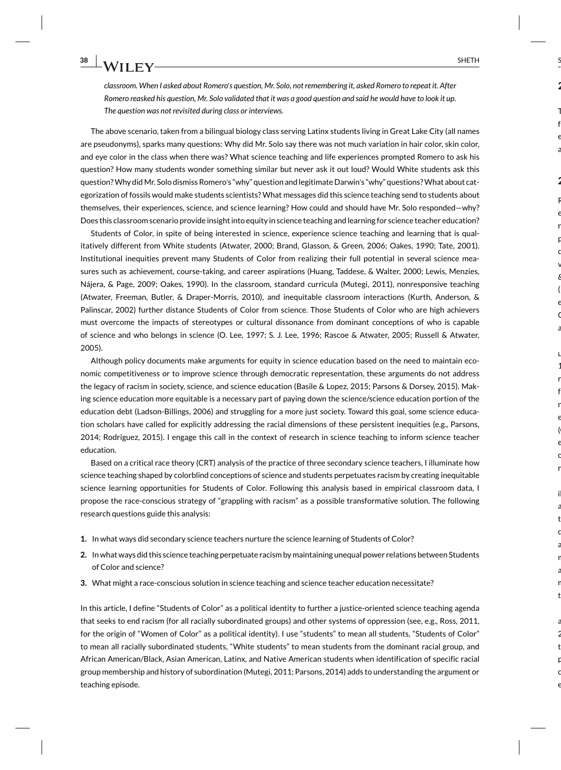*classroom. When I asked about Romero's question, Mr. Solo, not remembering it, asked Romero to repeat it. After Romero reasked his question, Mr. Solo validated that it was a good question and said he would have to look it up. The question was not revisited during class or interviews.*

The above scenario, taken from a bilingual biology class serving Latinx students living in Great Lake City (all names are pseudonyms), sparks many questions: Why did Mr. Solo say there was not much variation in hair color, skin color, and eye color in the class when there was? What science teaching and life experiences prompted Romero to ask his question? How many students wonder something similar but never ask it out loud? Would White students ask this question? Why did Mr. Solo dismiss Romero's "why" question and legitimate Darwin's "why" questions? What about categorization of fossils would make students scientists? What messages did this science teaching send to students about themselves, their experiences, science, and science learning? How could and should have Mr. Solo responded—why? Does this classroom scenario provide insight into equity in science teaching and learning for science teacher education?

Students of Color, in spite of being interested in science, experience science teaching and learning that is qualitatively different from White students (Atwater, 2000; Brand, Glasson, & Green, 2006; Oakes, 1990; Tate, 2001). Institutional inequities prevent many Students of Color from realizing their full potential in several science measures such as achievement, course-taking, and career aspirations (Huang, Taddese, & Walter, 2000; Lewis, Menzies, Nájera, & Page, 2009; Oakes, 1990). In the classroom, standard curricula (Mutegi, 2011), nonresponsive teaching (Atwater, Freeman, Butler, & Draper-Morris, 2010), and inequitable classroom interactions (Kurth, Anderson, & Palinscar, 2002) further distance Students of Color from science. Those Students of Color who are high achievers must overcome the impacts of stereotypes or cultural dissonance from dominant conceptions of who is capable of science and who belongs in science (O. Lee, 1997; S. J. Lee, 1996; Rascoe & Atwater, 2005; Russell & Atwater, 2005).

Although policy documents make arguments for equity in science education based on the need to maintain economic competitiveness or to improve science through democratic representation, these arguments do not address the legacy of racism in society, science, and science education (Basile & Lopez, 2015; Parsons & Dorsey, 2015). Making science education more equitable is a necessary part of paying down the science/science education portion of the education debt (Ladson-Billings, 2006) and struggling for a more just society. Toward this goal, some science education scholars have called for explicitly addressing the racial dimensions of these persistent inequities (e.g., Parsons, 2014; Rodriguez, 2015). I engage this call in the context of research in science teaching to inform science teacher education.

Based on a critical race theory (CRT) analysis of the practice of three secondary science teachers, I illuminate how science teaching shaped by colorblind conceptions of science and students perpetuates racism by creating inequitable science learning opportunities for Students of Color. Following this analysis based in empirical classroom data, I propose the race-conscious strategy of "grappling with racism" as a possible transformative solution. The following research questions guide this analysis:

1. In what ways did secondary science teachers nurture the science learning of Students of Color?
2. In what ways did this science teaching perpetuate racism by maintaining unequal power relations between Students of Color and science?
3. What might a race-conscious solution in science teaching and science teacher education necessitate?

In this article, I define "Students of Color" as a political identity to further a justice-oriented science teaching agenda that seeks to end racism (for all racially subordinated groups) and other systems of oppression (see, e.g., Ross, 2011, for the origin of "Women of Color" as a political identity). I use "students" to mean all students, "Students of Color" to mean all racially subordinated students, "White students" to mean students from the dominant racial group, and African American/Black, Asian American, Latinx, and Native American students when identification of specific racial group membership and history of subordination (Mutegi, 2011; Parsons, 2014) adds to understanding the argument or teaching episode.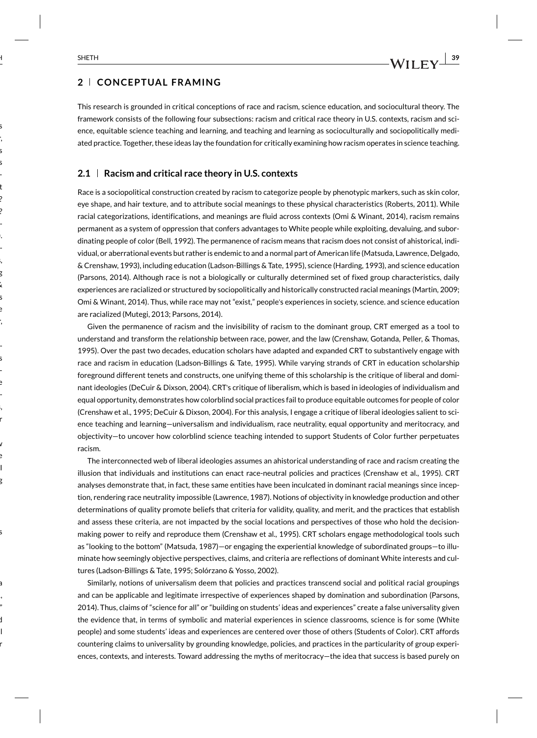## 2 | CONCEPTUAL FRAMING

This research is grounded in critical conceptions of race and racism, science education, and sociocultural theory. The framework consists of the following four subsections: racism and critical race theory in U.S. contexts, racism and science, equitable science teaching and learning, and teaching and learning as socioculturally and sociopolitically mediated practice. Together, these ideas lay the foundation for critically examining how racism operates in science teaching.

### 2.1 | Racism and critical race theory in U.S. contexts

Race is a sociopolitical construction created by racism to categorize people by phenotypic markers, such as skin color, eye shape, and hair texture, and to attribute social meanings to these physical characteristics (Roberts, 2011). While racial categorizations, identifications, and meanings are fluid across contexts (Omi & Winant, 2014), racism remains permanent as a system of oppression that confers advantages to White people while exploiting, devaluing, and subordinating people of color (Bell, 1992). The permanence of racism means that racism does not consist of ahistorical, individual, or aberrational events but rather is endemic to and a normal part of American life (Matsuda, Lawrence, Delgado, & Crenshaw, 1993), including education (Ladson-Billings & Tate, 1995), science (Harding, 1993), and science education (Parsons, 2014). Although race is not a biologically or culturally determined set of fixed group characteristics, daily experiences are racialized or structured by sociopolitically and historically constructed racial meanings (Martin, 2009; Omi & Winant, 2014). Thus, while race may not "exist," people's experiences in society, science. and science education are racialized (Mutegi, 2013; Parsons, 2014).

Given the permanence of racism and the invisibility of racism to the dominant group, CRT emerged as a tool to understand and transform the relationship between race, power, and the law (Crenshaw, Gotanda, Peller, & Thomas, 1995). Over the past two decades, education scholars have adapted and expanded CRT to substantively engage with race and racism in education (Ladson-Billings & Tate, 1995). While varying strands of CRT in education scholarship foreground different tenets and constructs, one unifying theme of this scholarship is the critique of liberal and dominant ideologies (DeCuir & Dixson, 2004). CRT's critique of liberalism, which is based in ideologies of individualism and equal opportunity, demonstrates how colorblind social practices fail to produce equitable outcomes for people of color (Crenshaw et al., 1995; DeCuir & Dixson, 2004). For this analysis, I engage a critique of liberal ideologies salient to science teaching and learning—universalism and individualism, race neutrality, equal opportunity and meritocracy, and objectivity—to uncover how colorblind science teaching intended to support Students of Color further perpetuates racism.

The interconnected web of liberal ideologies assumes an ahistorical understanding of race and racism creating the illusion that individuals and institutions can enact race-neutral policies and practices (Crenshaw et al., 1995). CRT analyses demonstrate that, in fact, these same entities have been inculcated in dominant racial meanings since inception, rendering race neutrality impossible (Lawrence, 1987). Notions of objectivity in knowledge production and other determinations of quality promote beliefs that criteria for validity, quality, and merit, and the practices that establish and assess these criteria, are not impacted by the social locations and perspectives of those who hold the decision-making power to reify and reproduce them (Crenshaw et al., 1995). CRT scholars engage methodological tools such as "looking to the bottom" (Matsuda, 1987)—or engaging the experiential knowledge of subordinated groups—to illuminate how seemingly objective perspectives, claims, and criteria are reflections of dominant White interests and cultures (Ladson-Billings & Tate, 1995; Solórzano & Yosso, 2002).

Similarly, notions of universalism deem that policies and practices transcend social and political racial groupings and can be applicable and legitimate irrespective of experiences shaped by domination and subordination (Parsons, 2014). Thus, claims of "science for all" or "building on students' ideas and experiences" create a false universality given the evidence that, in terms of symbolic and material experiences in science classrooms, science is for some (White people) and some students' ideas and experiences are centered over those of others (Students of Color). CRT affords countering claims to universality by grounding knowledge, policies, and practices in the particularity of group experiences, contexts, and interests. Toward addressing the myths of meritocracy—the idea that success is based purely on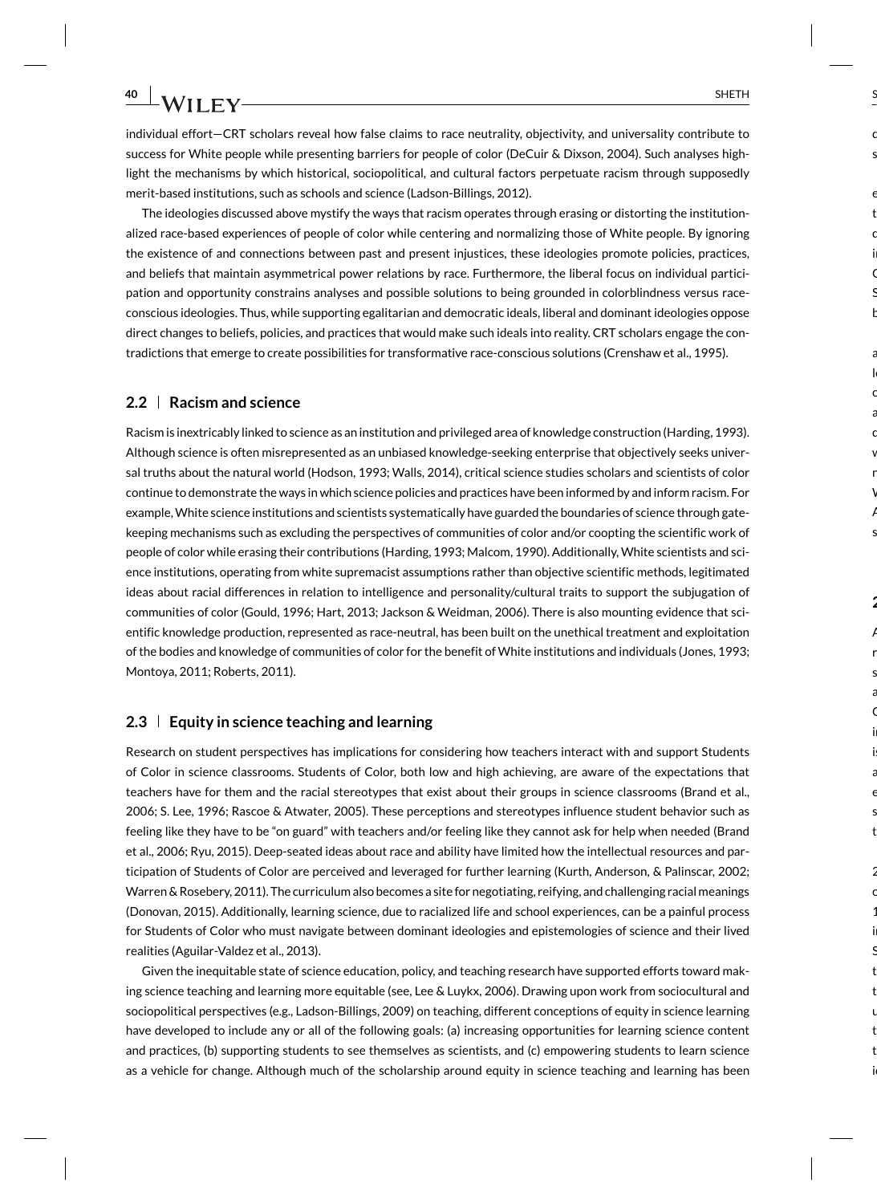individual effort—CRT scholars reveal how false claims to race neutrality, objectivity, and universality contribute to success for White people while presenting barriers for people of color (DeCuir & Dixson, 2004). Such analyses highlight the mechanisms by which historical, sociopolitical, and cultural factors perpetuate racism through supposedly merit-based institutions, such as schools and science (Ladson-Billings, 2012).

The ideologies discussed above mystify the ways that racism operates through erasing or distorting the institutionalized race-based experiences of people of color while centering and normalizing those of White people. By ignoring the existence of and connections between past and present injustices, these ideologies promote policies, practices, and beliefs that maintain asymmetrical power relations by race. Furthermore, the liberal focus on individual participation and opportunity constrains analyses and possible solutions to being grounded in colorblindness versus race-conscious ideologies. Thus, while supporting egalitarian and democratic ideals, liberal and dominant ideologies oppose direct changes to beliefs, policies, and practices that would make such ideals into reality. CRT scholars engage the contradictions that emerge to create possibilities for transformative race-conscious solutions (Crenshaw et al., 1995).

## 2.2 | Racism and science

Racism is inextricably linked to science as an institution and privileged area of knowledge construction (Harding, 1993). Although science is often misrepresented as an unbiased knowledge-seeking enterprise that objectively seeks universal truths about the natural world (Hodson, 1993; Walls, 2014), critical science studies scholars and scientists of color continue to demonstrate the ways in which science policies and practices have been informed by and inform racism. For example, White science institutions and scientists systematically have guarded the boundaries of science through gatekeeping mechanisms such as excluding the perspectives of communities of color and/or coopting the scientific work of people of color while erasing their contributions (Harding, 1993; Malcom, 1990). Additionally, White scientists and science institutions, operating from white supremacist assumptions rather than objective scientific methods, legitimated ideas about racial differences in relation to intelligence and personality/cultural traits to support the subjugation of communities of color (Gould, 1996; Hart, 2013; Jackson & Weidman, 2006). There is also mounting evidence that scientific knowledge production, represented as race-neutral, has been built on the unethical treatment and exploitation of the bodies and knowledge of communities of color for the benefit of White institutions and individuals (Jones, 1993; Montoya, 2011; Roberts, 2011).

## 2.3 | Equity in science teaching and learning

Research on student perspectives has implications for considering how teachers interact with and support Students of Color in science classrooms. Students of Color, both low and high achieving, are aware of the expectations that teachers have for them and the racial stereotypes that exist about their groups in science classrooms (Brand et al., 2006; S. Lee, 1996; Rascoe & Atwater, 2005). These perceptions and stereotypes influence student behavior such as feeling like they have to be "on guard" with teachers and/or feeling like they cannot ask for help when needed (Brand et al., 2006; Ryu, 2015). Deep-seated ideas about race and ability have limited how the intellectual resources and participation of Students of Color are perceived and leveraged for further learning (Kurth, Anderson, & Palinscar, 2002; Warren & Rosebery, 2011). The curriculum also becomes a site for negotiating, reifying, and challenging racial meanings (Donovan, 2015). Additionally, learning science, due to racialized life and school experiences, can be a painful process for Students of Color who must navigate between dominant ideologies and epistemologies of science and their lived realities (Aguilar-Valdez et al., 2013).

Given the inequitable state of science education, policy, and teaching research have supported efforts toward making science teaching and learning more equitable (see, Lee & Luykx, 2006). Drawing upon work from sociocultural and sociopolitical perspectives (e.g., Ladson-Billings, 2009) on teaching, different conceptions of equity in science learning have developed to include any or all of the following goals: (a) increasing opportunities for learning science content and practices, (b) supporting students to see themselves as scientists, and (c) empowering students to learn science as a vehicle for change. Although much of the scholarship around equity in science teaching and learning has been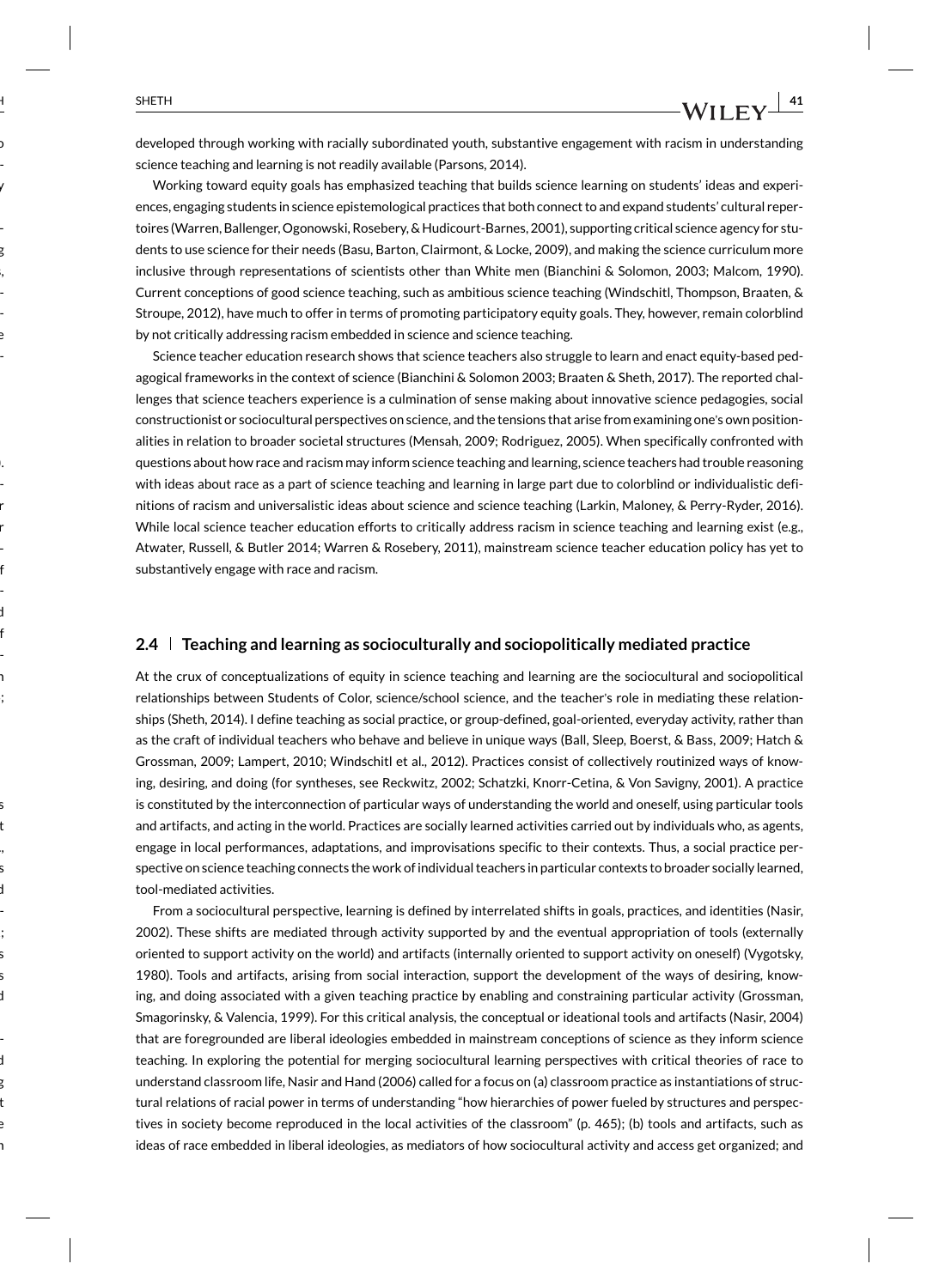developed through working with racially subordinated youth, substantive engagement with racism in understanding science teaching and learning is not readily available (Parsons, 2014).

Working toward equity goals has emphasized teaching that builds science learning on students' ideas and experiences, engaging students in science epistemological practices that both connect to and expand students' cultural repertoires (Warren, Ballenger, Ogonowski, Rosebery, & Hudicourt-Barnes, 2001), supporting critical science agency for students to use science for their needs (Basu, Barton, Clairmont, & Locke, 2009), and making the science curriculum more inclusive through representations of scientists other than White men (Bianchini & Solomon, 2003; Malcom, 1990). Current conceptions of good science teaching, such as ambitious science teaching (Windschitl, Thompson, Braaten, & Stroupe, 2012), have much to offer in terms of promoting participatory equity goals. They, however, remain colorblind by not critically addressing racism embedded in science and science teaching.

Science teacher education research shows that science teachers also struggle to learn and enact equity-based pedagogical frameworks in the context of science (Bianchini & Solomon 2003; Braaten & Sheth, 2017). The reported challenges that science teachers experience is a culmination of sense making about innovative science pedagogies, social constructionist or sociocultural perspectives on science, and the tensions that arise from examining one's own positionalities in relation to broader societal structures (Mensah, 2009; Rodriguez, 2005). When specifically confronted with questions about how race and racism may inform science teaching and learning, science teachers had trouble reasoning with ideas about race as a part of science teaching and learning in large part due to colorblind or individualistic definitions of racism and universalistic ideas about science and science teaching (Larkin, Maloney, & Perry-Ryder, 2016). While local science teacher education efforts to critically address racism in science teaching and learning exist (e.g., Atwater, Russell, & Butler 2014; Warren & Rosebery, 2011), mainstream science teacher education policy has yet to substantively engage with race and racism.

## 2.4 | Teaching and learning as socioculturally and sociopolitically mediated practice

At the crux of conceptualizations of equity in science teaching and learning are the sociocultural and sociopolitical relationships between Students of Color, science/school science, and the teacher's role in mediating these relationships (Sheth, 2014). I define teaching as social practice, or group-defined, goal-oriented, everyday activity, rather than as the craft of individual teachers who behave and believe in unique ways (Ball, Sleep, Boerst, & Bass, 2009; Hatch & Grossman, 2009; Lampert, 2010; Windschitl et al., 2012). Practices consist of collectively routinized ways of knowing, desiring, and doing (for syntheses, see Reckwitz, 2002; Schatzki, Knorr-Cetina, & Von Savigny, 2001). A practice is constituted by the interconnection of particular ways of understanding the world and oneself, using particular tools and artifacts, and acting in the world. Practices are socially learned activities carried out by individuals who, as agents, engage in local performances, adaptations, and improvisations specific to their contexts. Thus, a social practice perspective on science teaching connects the work of individual teachers in particular contexts to broader socially learned, tool-mediated activities.

From a sociocultural perspective, learning is defined by interrelated shifts in goals, practices, and identities (Nasir, 2002). These shifts are mediated through activity supported by and the eventual appropriation of tools (externally oriented to support activity on the world) and artifacts (internally oriented to support activity on oneself) (Vygotsky, 1980). Tools and artifacts, arising from social interaction, support the development of the ways of desiring, knowing, and doing associated with a given teaching practice by enabling and constraining particular activity (Grossman, Smagorinsky, & Valencia, 1999). For this critical analysis, the conceptual or ideational tools and artifacts (Nasir, 2004) that are foregrounded are liberal ideologies embedded in mainstream conceptions of science as they inform science teaching. In exploring the potential for merging sociocultural learning perspectives with critical theories of race to understand classroom life, Nasir and Hand (2006) called for a focus on (a) classroom practice as instantiations of structural relations of racial power in terms of understanding "how hierarchies of power fueled by structures and perspectives in society become reproduced in the local activities of the classroom" (p. 465); (b) tools and artifacts, such as ideas of race embedded in liberal ideologies, as mediators of how sociocultural activity and access get organized; and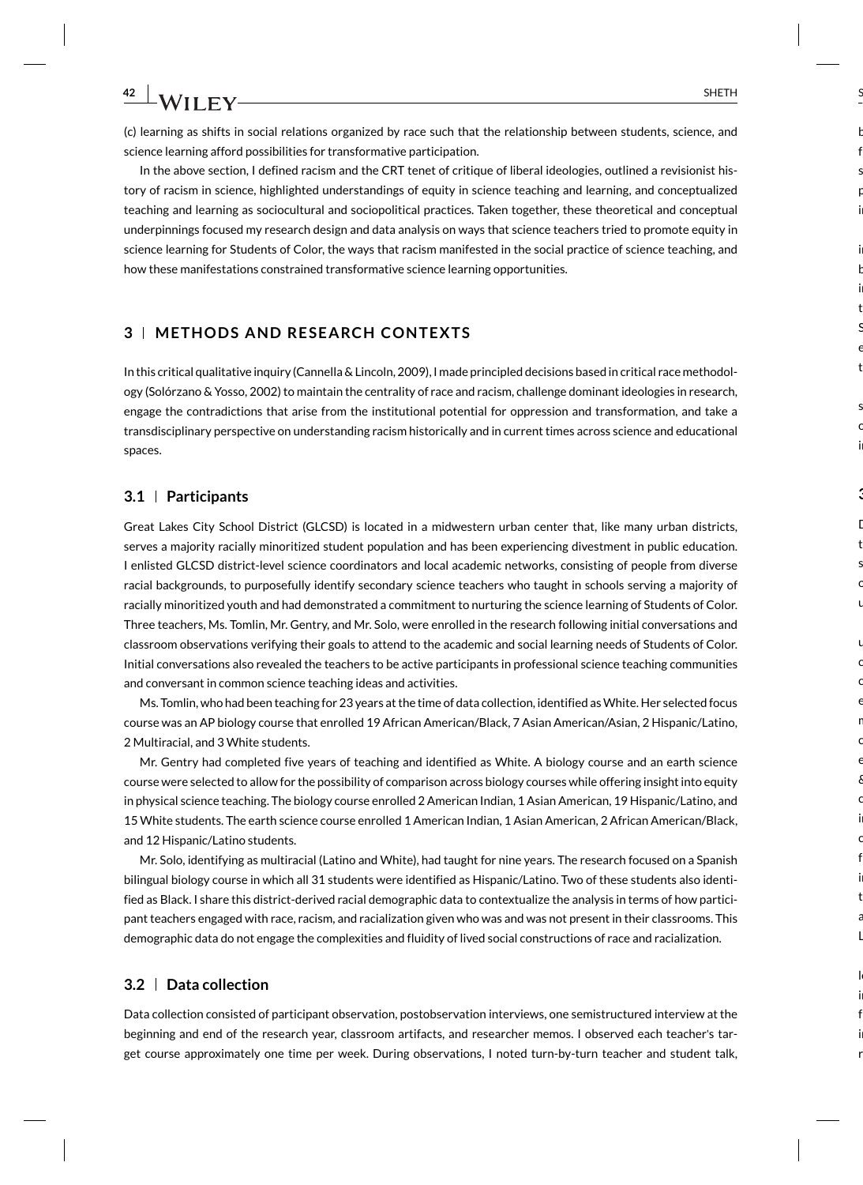(c) learning as shifts in social relations organized by race such that the relationship between students, science, and science learning afford possibilities for transformative participation.

In the above section, I defined racism and the CRT tenet of critique of liberal ideologies, outlined a revisionist history of racism in science, highlighted understandings of equity in science teaching and learning, and conceptualized teaching and learning as sociocultural and sociopolitical practices. Taken together, these theoretical and conceptual underpinnings focused my research design and data analysis on ways that science teachers tried to promote equity in science learning for Students of Color, the ways that racism manifested in the social practice of science teaching, and how these manifestations constrained transformative science learning opportunities.

## 3 | METHODS AND RESEARCH CONTEXTS

In this critical qualitative inquiry (Cannella & Lincoln, 2009), I made principled decisions based in critical race methodology (Solórzano & Yosso, 2002) to maintain the centrality of race and racism, challenge dominant ideologies in research, engage the contradictions that arise from the institutional potential for oppression and transformation, and take a transdisciplinary perspective on understanding racism historically and in current times across science and educational spaces.

### 3.1 | Participants

Great Lakes City School District (GLCSD) is located in a midwestern urban center that, like many urban districts, serves a majority racially minoritized student population and has been experiencing divestment in public education. I enlisted GLCSD district-level science coordinators and local academic networks, consisting of people from diverse racial backgrounds, to purposefully identify secondary science teachers who taught in schools serving a majority of racially minoritized youth and had demonstrated a commitment to nurturing the science learning of Students of Color. Three teachers, Ms. Tomlin, Mr. Gentry, and Mr. Solo, were enrolled in the research following initial conversations and classroom observations verifying their goals to attend to the academic and social learning needs of Students of Color. Initial conversations also revealed the teachers to be active participants in professional science teaching communities and conversant in common science teaching ideas and activities.

Ms. Tomlin, who had been teaching for 23 years at the time of data collection, identified as White. Her selected focus course was an AP biology course that enrolled 19 African American/Black, 7 Asian American/Asian, 2 Hispanic/Latino, 2 Multiracial, and 3 White students.

Mr. Gentry had completed five years of teaching and identified as White. A biology course and an earth science course were selected to allow for the possibility of comparison across biology courses while offering insight into equity in physical science teaching. The biology course enrolled 2 American Indian, 1 Asian American, 19 Hispanic/Latino, and 15 White students. The earth science course enrolled 1 American Indian, 1 Asian American, 2 African American/Black, and 12 Hispanic/Latino students.

Mr. Solo, identifying as multiracial (Latino and White), had taught for nine years. The research focused on a Spanish bilingual biology course in which all 31 students were identified as Hispanic/Latino. Two of these students also identified as Black. I share this district-derived racial demographic data to contextualize the analysis in terms of how participant teachers engaged with race, racism, and racialization given who was and was not present in their classrooms. This demographic data do not engage the complexities and fluidity of lived social constructions of race and racialization.

### 3.2 | Data collection

Data collection consisted of participant observation, postobservation interviews, one semistructured interview at the beginning and end of the research year, classroom artifacts, and researcher memos. I observed each teacher's target course approximately one time per week. During observations, I noted turn-by-turn teacher and student talk,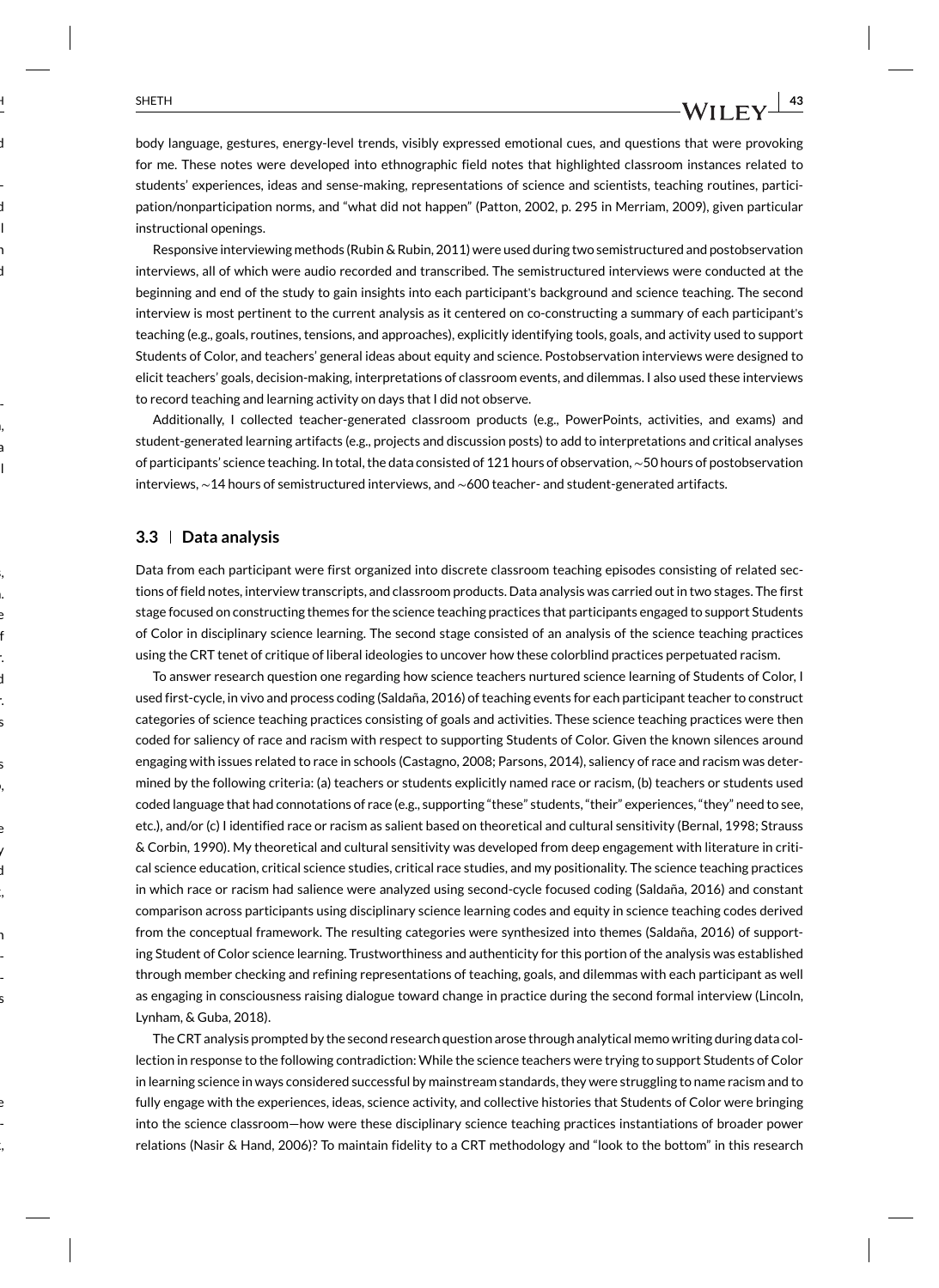body language, gestures, energy-level trends, visibly expressed emotional cues, and questions that were provoking for me. These notes were developed into ethnographic field notes that highlighted classroom instances related to students' experiences, ideas and sense-making, representations of science and scientists, teaching routines, participation/nonparticipation norms, and "what did not happen" (Patton, 2002, p. 295 in Merriam, 2009), given particular instructional openings.

Responsive interviewing methods (Rubin & Rubin, 2011) were used during two semistructured and postobservation interviews, all of which were audio recorded and transcribed. The semistructured interviews were conducted at the beginning and end of the study to gain insights into each participant's background and science teaching. The second interview is most pertinent to the current analysis as it centered on co-constructing a summary of each participant's teaching (e.g., goals, routines, tensions, and approaches), explicitly identifying tools, goals, and activity used to support Students of Color, and teachers' general ideas about equity and science. Postobservation interviews were designed to elicit teachers' goals, decision-making, interpretations of classroom events, and dilemmas. I also used these interviews to record teaching and learning activity on days that I did not observe.

Additionally, I collected teacher-generated classroom products (e.g., PowerPoints, activities, and exams) and student-generated learning artifacts (e.g., projects and discussion posts) to add to interpretations and critical analyses of participants' science teaching. In total, the data consisted of 121 hours of observation, ∼50 hours of postobservation interviews, ∼14 hours of semistructured interviews, and ∼600 teacher- and student-generated artifacts.

### 3.3 | Data analysis

Data from each participant were first organized into discrete classroom teaching episodes consisting of related sections of field notes, interview transcripts, and classroom products. Data analysis was carried out in two stages. The first stage focused on constructing themes for the science teaching practices that participants engaged to support Students of Color in disciplinary science learning. The second stage consisted of an analysis of the science teaching practices using the CRT tenet of critique of liberal ideologies to uncover how these colorblind practices perpetuated racism.

To answer research question one regarding how science teachers nurtured science learning of Students of Color, I used first-cycle, in vivo and process coding (Saldaña, 2016) of teaching events for each participant teacher to construct categories of science teaching practices consisting of goals and activities. These science teaching practices were then coded for saliency of race and racism with respect to supporting Students of Color. Given the known silences around engaging with issues related to race in schools (Castagno, 2008; Parsons, 2014), saliency of race and racism was determined by the following criteria: (a) teachers or students explicitly named race or racism, (b) teachers or students used coded language that had connotations of race (e.g., supporting "these" students, "their" experiences, "they" need to see, etc.), and/or (c) I identified race or racism as salient based on theoretical and cultural sensitivity (Bernal, 1998; Strauss & Corbin, 1990). My theoretical and cultural sensitivity was developed from deep engagement with literature in critical science education, critical science studies, critical race studies, and my positionality. The science teaching practices in which race or racism had salience were analyzed using second-cycle focused coding (Saldaña, 2016) and constant comparison across participants using disciplinary science learning codes and equity in science teaching codes derived from the conceptual framework. The resulting categories were synthesized into themes (Saldaña, 2016) of supporting Student of Color science learning. Trustworthiness and authenticity for this portion of the analysis was established through member checking and refining representations of teaching, goals, and dilemmas with each participant as well as engaging in consciousness raising dialogue toward change in practice during the second formal interview (Lincoln, Lynham, & Guba, 2018).

The CRT analysis prompted by the second research question arose through analytical memo writing during data collection in response to the following contradiction: While the science teachers were trying to support Students of Color in learning science in ways considered successful by mainstream standards, they were struggling to name racism and to fully engage with the experiences, ideas, science activity, and collective histories that Students of Color were bringing into the science classroom—how were these disciplinary science teaching practices instantiations of broader power relations (Nasir & Hand, 2006)? To maintain fidelity to a CRT methodology and "look to the bottom" in this research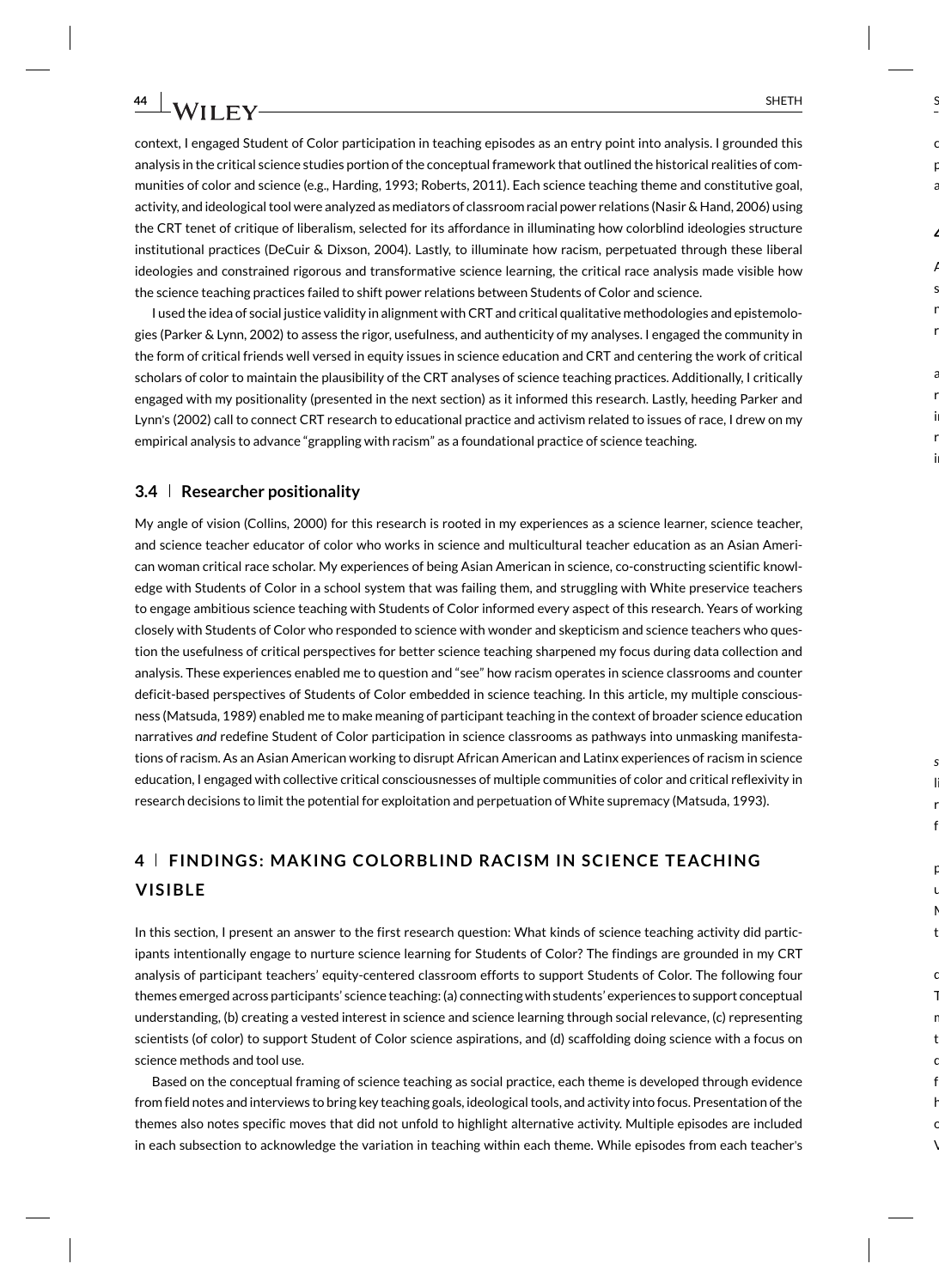context, I engaged Student of Color participation in teaching episodes as an entry point into analysis. I grounded this analysis in the critical science studies portion of the conceptual framework that outlined the historical realities of communities of color and science (e.g., Harding, 1993; Roberts, 2011). Each science teaching theme and constitutive goal, activity, and ideological tool were analyzed as mediators of classroom racial power relations (Nasir & Hand, 2006) using the CRT tenet of critique of liberalism, selected for its affordance in illuminating how colorblind ideologies structure institutional practices (DeCuir & Dixson, 2004). Lastly, to illuminate how racism, perpetuated through these liberal ideologies and constrained rigorous and transformative science learning, the critical race analysis made visible how the science teaching practices failed to shift power relations between Students of Color and science.

I used the idea of social justice validity in alignment with CRT and critical qualitative methodologies and epistemologies (Parker & Lynn, 2002) to assess the rigor, usefulness, and authenticity of my analyses. I engaged the community in the form of critical friends well versed in equity issues in science education and CRT and centering the work of critical scholars of color to maintain the plausibility of the CRT analyses of science teaching practices. Additionally, I critically engaged with my positionality (presented in the next section) as it informed this research. Lastly, heeding Parker and Lynn's (2002) call to connect CRT research to educational practice and activism related to issues of race, I drew on my empirical analysis to advance "grappling with racism" as a foundational practice of science teaching.

### 3.4 | Researcher positionality

My angle of vision (Collins, 2000) for this research is rooted in my experiences as a science learner, science teacher, and science teacher educator of color who works in science and multicultural teacher education as an Asian American woman critical race scholar. My experiences of being Asian American in science, co-constructing scientific knowledge with Students of Color in a school system that was failing them, and struggling with White preservice teachers to engage ambitious science teaching with Students of Color informed every aspect of this research. Years of working closely with Students of Color who responded to science with wonder and skepticism and science teachers who question the usefulness of critical perspectives for better science teaching sharpened my focus during data collection and analysis. These experiences enabled me to question and "see" how racism operates in science classrooms and counter deficit-based perspectives of Students of Color embedded in science teaching. In this article, my multiple consciousness (Matsuda, 1989) enabled me to make meaning of participant teaching in the context of broader science education narratives *and* redefine Student of Color participation in science classrooms as pathways into unmasking manifestations of racism. As an Asian American working to disrupt African American and Latinx experiences of racism in science education, I engaged with collective critical consciousnesses of multiple communities of color and critical reflexivity in research decisions to limit the potential for exploitation and perpetuation of White supremacy (Matsuda, 1993).

## 4 | FINDINGS: MAKING COLORBLIND RACISM IN SCIENCE TEACHING VISIBLE

In this section, I present an answer to the first research question: What kinds of science teaching activity did participants intentionally engage to nurture science learning for Students of Color? The findings are grounded in my CRT analysis of participant teachers' equity-centered classroom efforts to support Students of Color. The following four themes emerged across participants' science teaching: (a) connecting with students' experiences to support conceptual understanding, (b) creating a vested interest in science and science learning through social relevance, (c) representing scientists (of color) to support Student of Color science aspirations, and (d) scaffolding doing science with a focus on science methods and tool use.

Based on the conceptual framing of science teaching as social practice, each theme is developed through evidence from field notes and interviews to bring key teaching goals, ideological tools, and activity into focus. Presentation of the themes also notes specific moves that did not unfold to highlight alternative activity. Multiple episodes are included in each subsection to acknowledge the variation in teaching within each theme. While episodes from each teacher's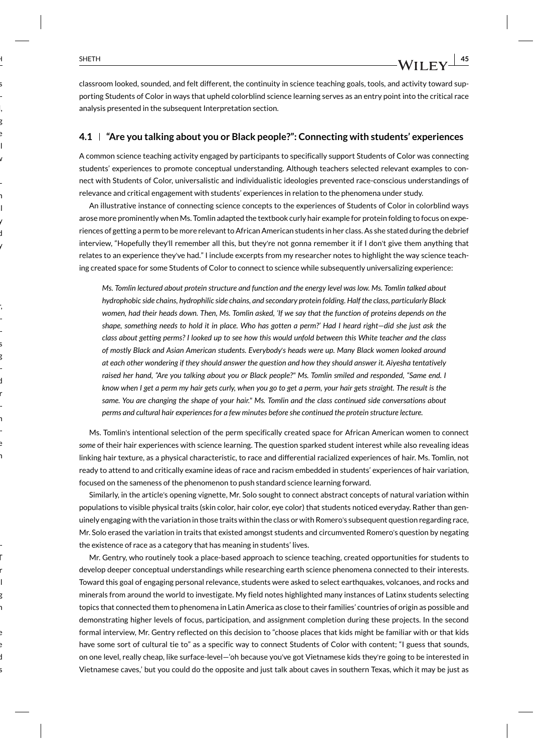classroom looked, sounded, and felt different, the continuity in science teaching goals, tools, and activity toward supporting Students of Color in ways that upheld colorblind science learning serves as an entry point into the critical race analysis presented in the subsequent Interpretation section.

## 4.1 | "Are you talking about you or Black people?": Connecting with students' experiences

A common science teaching activity engaged by participants to specifically support Students of Color was connecting students' experiences to promote conceptual understanding. Although teachers selected relevant examples to connect with Students of Color, universalistic and individualistic ideologies prevented race-conscious understandings of relevance and critical engagement with students' experiences in relation to the phenomena under study.

An illustrative instance of connecting science concepts to the experiences of Students of Color in colorblind ways arose more prominently when Ms. Tomlin adapted the textbook curly hair example for protein folding to focus on experiences of getting a perm to be more relevant to African American students in her class. As she stated during the debrief interview, "Hopefully they'll remember all this, but they're not gonna remember it if I don't give them anything that relates to an experience they've had." I include excerpts from my researcher notes to highlight the way science teaching created space for some Students of Color to connect to science while subsequently universalizing experience:

> *Ms. Tomlin lectured about protein structure and function and the energy level was low. Ms. Tomlin talked about hydrophobic side chains, hydrophilic side chains, and secondary protein folding. Half the class, particularly Black women, had their heads down. Then, Ms. Tomlin asked, 'If we say that the function of proteins depends on the shape, something needs to hold it in place. Who has gotten a perm?' Had I heard right—did she just ask the class about getting perms? I looked up to see how this would unfold between this White teacher and the class of mostly Black and Asian American students. Everybody's heads were up. Many Black women looked around at each other wondering if they should answer the question and how they should answer it. Aiyesha tentatively raised her hand, "Are you talking about you or Black people?" Ms. Tomlin smiled and responded, "Same end. I know when I get a perm my hair gets curly, when you go to get a perm, your hair gets straight. The result is the same. You are changing the shape of your hair." Ms. Tomlin and the class continued side conversations about perms and cultural hair experiences for a few minutes before she continued the protein structure lecture.*

Ms. Tomlin's intentional selection of the perm specifically created space for African American women to connect *some* of their hair experiences with science learning. The question sparked student interest while also revealing ideas linking hair texture, as a physical characteristic, to race and differential racialized experiences of hair. Ms. Tomlin, not ready to attend to and critically examine ideas of race and racism embedded in students' experiences of hair variation, focused on the sameness of the phenomenon to push standard science learning forward.

Similarly, in the article's opening vignette, Mr. Solo sought to connect abstract concepts of natural variation within populations to visible physical traits (skin color, hair color, eye color) that students noticed everyday. Rather than genuinely engaging with the variation in those traits within the class or with Romero's subsequent question regarding race, Mr. Solo erased the variation in traits that existed amongst students and circumvented Romero's question by negating the existence of race as a category that has meaning in students' lives.

Mr. Gentry, who routinely took a place-based approach to science teaching, created opportunities for students to develop deeper conceptual understandings while researching earth science phenomena connected to their interests. Toward this goal of engaging personal relevance, students were asked to select earthquakes, volcanoes, and rocks and minerals from around the world to investigate. My field notes highlighted many instances of Latinx students selecting topics that connected them to phenomena in Latin America as close to their families' countries of origin as possible and demonstrating higher levels of focus, participation, and assignment completion during these projects. In the second formal interview, Mr. Gentry reflected on this decision to "choose places that kids might be familiar with or that kids have some sort of cultural tie to" as a specific way to connect Students of Color with content; "I guess that sounds, on one level, really cheap, like surface-level—'oh because you've got Vietnamese kids they're going to be interested in Vietnamese caves,' but you could do the opposite and just talk about caves in southern Texas, which it may be just as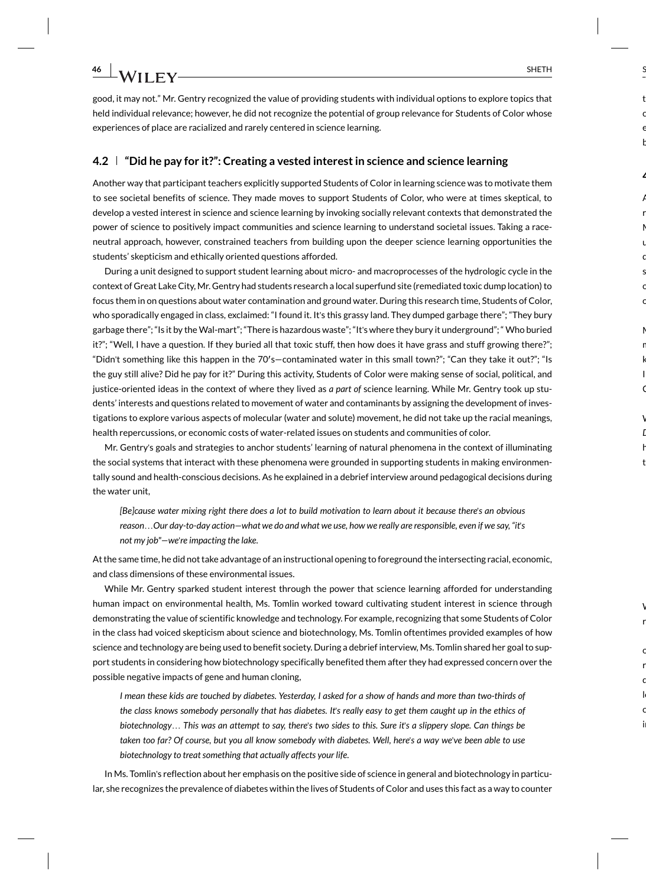good, it may not." Mr. Gentry recognized the value of providing students with individual options to explore topics that held individual relevance; however, he did not recognize the potential of group relevance for Students of Color whose experiences of place are racialized and rarely centered in science learning.

## 4.2 | "Did he pay for it?": Creating a vested interest in science and science learning

Another way that participant teachers explicitly supported Students of Color in learning science was to motivate them to see societal benefits of science. They made moves to support Students of Color, who were at times skeptical, to develop a vested interest in science and science learning by invoking socially relevant contexts that demonstrated the power of science to positively impact communities and science learning to understand societal issues. Taking a race-neutral approach, however, constrained teachers from building upon the deeper science learning opportunities the students' skepticism and ethically oriented questions afforded.

During a unit designed to support student learning about micro- and macroprocesses of the hydrologic cycle in the context of Great Lake City, Mr. Gentry had students research a local superfund site (remediated toxic dump location) to focus them in on questions about water contamination and ground water. During this research time, Students of Color, who sporadically engaged in class, exclaimed: "I found it. It's this grassy land. They dumped garbage there"; "They bury garbage there"; "Is it by the Wal-mart"; "There is hazardous waste"; "It's where they bury it underground"; " Who buried it?"; "Well, I have a question. If they buried all that toxic stuff, then how does it have grass and stuff growing there?"; "Didn't something like this happen in the 70′s—contaminated water in this small town?"; "Can they take it out?"; "Is the guy still alive? Did he pay for it?" During this activity, Students of Color were making sense of social, political, and justice-oriented ideas in the context of where they lived as *a part of* science learning. While Mr. Gentry took up students' interests and questions related to movement of water and contaminants by assigning the development of investigations to explore various aspects of molecular (water and solute) movement, he did not take up the racial meanings, health repercussions, or economic costs of water-related issues on students and communities of color.

Mr. Gentry's goals and strategies to anchor students' learning of natural phenomena in the context of illuminating the social systems that interact with these phenomena were grounded in supporting students in making environmentally sound and health-conscious decisions. As he explained in a debrief interview around pedagogical decisions during the water unit,

> *[Be]cause water mixing right there does a lot to build motivation to learn about it because there's an obvious reason…Our day-to-day action—what we do and what we use, how we really are responsible, even if we say, "it's not my job"—we're impacting the lake.*

At the same time, he did not take advantage of an instructional opening to foreground the intersecting racial, economic, and class dimensions of these environmental issues.

While Mr. Gentry sparked student interest through the power that science learning afforded for understanding human impact on environmental health, Ms. Tomlin worked toward cultivating student interest in science through demonstrating the value of scientific knowledge and technology. For example, recognizing that some Students of Color in the class had voiced skepticism about science and biotechnology, Ms. Tomlin oftentimes provided examples of how science and technology are being used to benefit society. During a debrief interview, Ms. Tomlin shared her goal to support students in considering how biotechnology specifically benefited them after they had expressed concern over the possible negative impacts of gene and human cloning,

> *I mean these kids are touched by diabetes. Yesterday, I asked for a show of hands and more than two-thirds of the class knows somebody personally that has diabetes. It's really easy to get them caught up in the ethics of biotechnology… This was an attempt to say, there's two sides to this. Sure it's a slippery slope. Can things be taken too far? Of course, but you all know somebody with diabetes. Well, here's a way we've been able to use biotechnology to treat something that actually affects your life.*

In Ms. Tomlin's reflection about her emphasis on the positive side of science in general and biotechnology in particular, she recognizes the prevalence of diabetes within the lives of Students of Color and uses this fact as a way to counter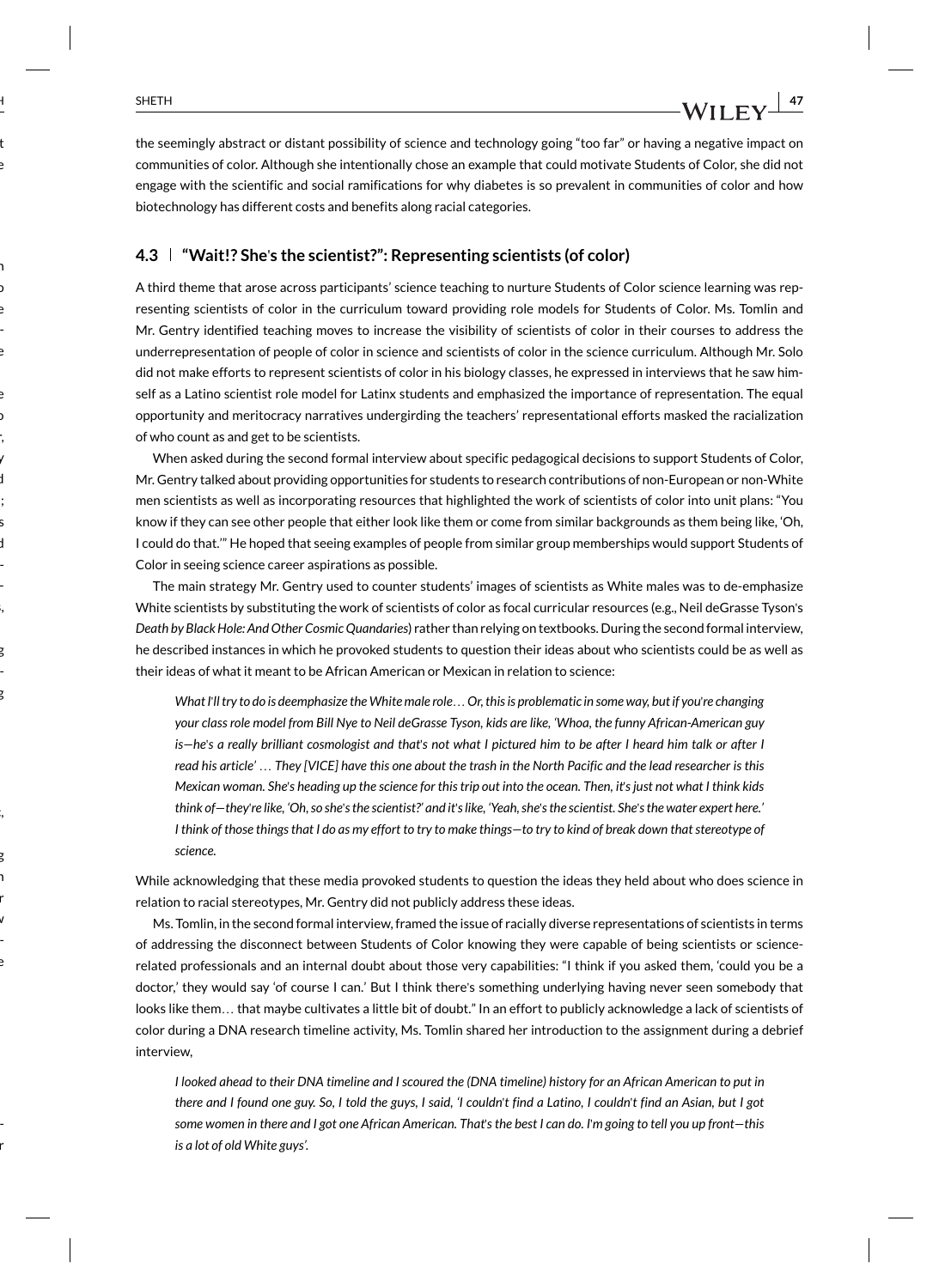the seemingly abstract or distant possibility of science and technology going "too far" or having a negative impact on communities of color. Although she intentionally chose an example that could motivate Students of Color, she did not engage with the scientific and social ramifications for why diabetes is so prevalent in communities of color and how biotechnology has different costs and benefits along racial categories.

### 4.3 | "Wait!? She's the scientist?": Representing scientists (of color)

A third theme that arose across participants' science teaching to nurture Students of Color science learning was representing scientists of color in the curriculum toward providing role models for Students of Color. Ms. Tomlin and Mr. Gentry identified teaching moves to increase the visibility of scientists of color in their courses to address the underrepresentation of people of color in science and scientists of color in the science curriculum. Although Mr. Solo did not make efforts to represent scientists of color in his biology classes, he expressed in interviews that he saw himself as a Latino scientist role model for Latinx students and emphasized the importance of representation. The equal opportunity and meritocracy narratives undergirding the teachers' representational efforts masked the racialization of who count as and get to be scientists.

When asked during the second formal interview about specific pedagogical decisions to support Students of Color, Mr. Gentry talked about providing opportunities for students to research contributions of non-European or non-White men scientists as well as incorporating resources that highlighted the work of scientists of color into unit plans: "You know if they can see other people that either look like them or come from similar backgrounds as them being like, 'Oh, I could do that.'" He hoped that seeing examples of people from similar group memberships would support Students of Color in seeing science career aspirations as possible.

The main strategy Mr. Gentry used to counter students' images of scientists as White males was to de-emphasize White scientists by substituting the work of scientists of color as focal curricular resources (e.g., Neil deGrasse Tyson's *Death by Black Hole: And Other Cosmic Quandaries*) rather than relying on textbooks. During the second formal interview, he described instances in which he provoked students to question their ideas about who scientists could be as well as their ideas of what it meant to be African American or Mexican in relation to science:

> *What I'll try to do is deemphasize the White male role... Or, this is problematic in some way, but if you're changing your class role model from Bill Nye to Neil deGrasse Tyson, kids are like, 'Whoa, the funny African-American guy is—he's a really brilliant cosmologist and that's not what I pictured him to be after I heard him talk or after I read his article' ... They [VICE] have this one about the trash in the North Pacific and the lead researcher is this Mexican woman. She's heading up the science for this trip out into the ocean. Then, it's just not what I think kids think of—they're like, 'Oh, so she's the scientist?' and it's like, 'Yeah, she's the scientist. She's the water expert here.' I think of those things that I do as my effort to try to make things—to try to kind of break down that stereotype of science.*

While acknowledging that these media provoked students to question the ideas they held about who does science in relation to racial stereotypes, Mr. Gentry did not publicly address these ideas.

Ms. Tomlin, in the second formal interview, framed the issue of racially diverse representations of scientists in terms of addressing the disconnect between Students of Color knowing they were capable of being scientists or science-related professionals and an internal doubt about those very capabilities: "I think if you asked them, 'could you be a doctor,' they would say 'of course I can.' But I think there's something underlying having never seen somebody that looks like them... that maybe cultivates a little bit of doubt." In an effort to publicly acknowledge a lack of scientists of color during a DNA research timeline activity, Ms. Tomlin shared her introduction to the assignment during a debrief interview,

> *I looked ahead to their DNA timeline and I scoured the (DNA timeline) history for an African American to put in there and I found one guy. So, I told the guys, I said, 'I couldn't find a Latino, I couldn't find an Asian, but I got some women in there and I got one African American. That's the best I can do. I'm going to tell you up front—this is a lot of old White guys'.*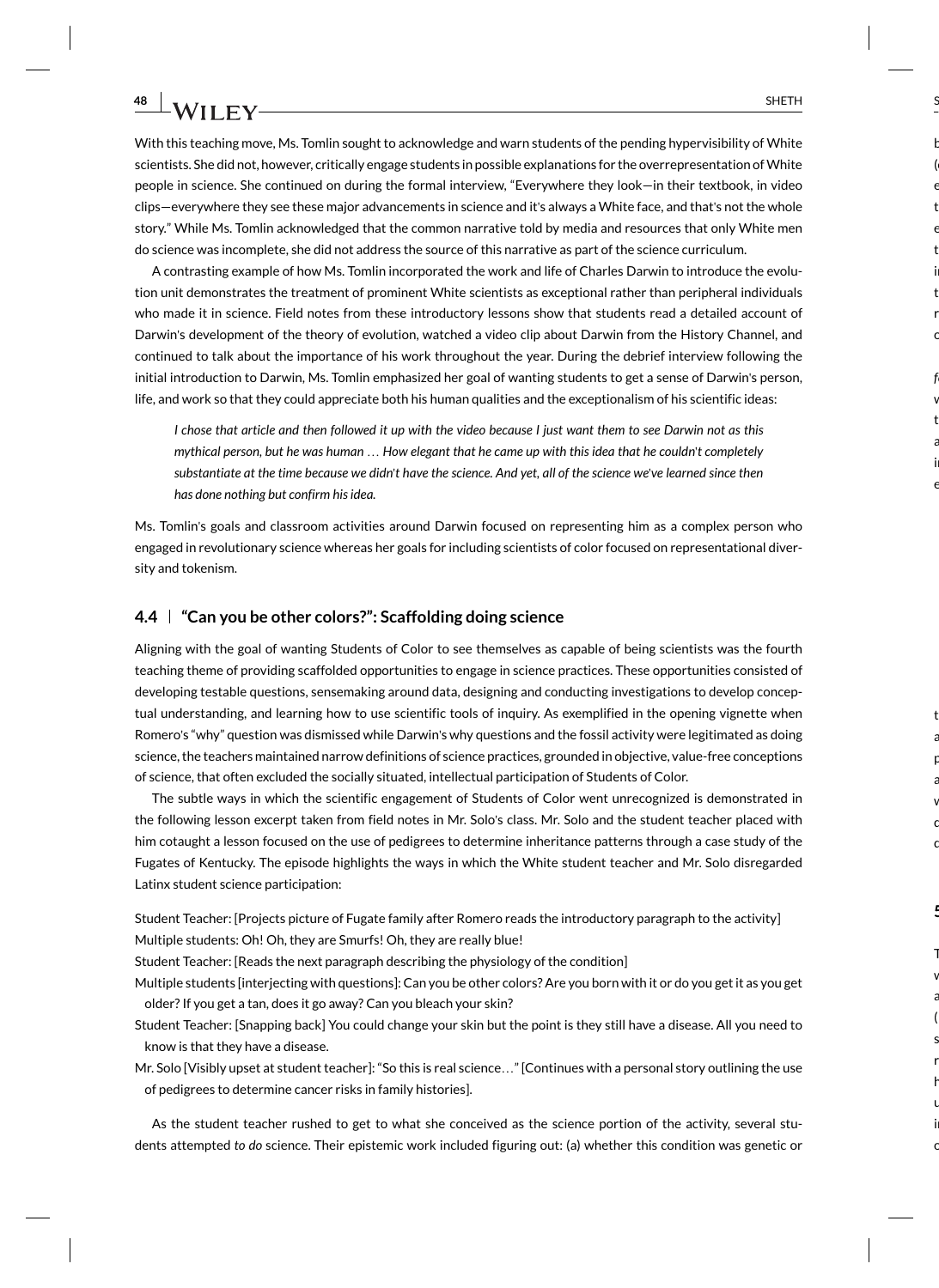With this teaching move, Ms. Tomlin sought to acknowledge and warn students of the pending hypervisibility of White scientists. She did not, however, critically engage students in possible explanations for the overrepresentation of White people in science. She continued on during the formal interview, "Everywhere they look—in their textbook, in video clips—everywhere they see these major advancements in science and it's always a White face, and that's not the whole story." While Ms. Tomlin acknowledged that the common narrative told by media and resources that only White men do science was incomplete, she did not address the source of this narrative as part of the science curriculum.

A contrasting example of how Ms. Tomlin incorporated the work and life of Charles Darwin to introduce the evolution unit demonstrates the treatment of prominent White scientists as exceptional rather than peripheral individuals who made it in science. Field notes from these introductory lessons show that students read a detailed account of Darwin's development of the theory of evolution, watched a video clip about Darwin from the History Channel, and continued to talk about the importance of his work throughout the year. During the debrief interview following the initial introduction to Darwin, Ms. Tomlin emphasized her goal of wanting students to get a sense of Darwin's person, life, and work so that they could appreciate both his human qualities and the exceptionalism of his scientific ideas:

> *I chose that article and then followed it up with the video because I just want them to see Darwin not as this mythical person, but he was human … How elegant that he came up with this idea that he couldn't completely substantiate at the time because we didn't have the science. And yet, all of the science we've learned since then has done nothing but confirm his idea.*

Ms. Tomlin's goals and classroom activities around Darwin focused on representing him as a complex person who engaged in revolutionary science whereas her goals for including scientists of color focused on representational diversity and tokenism.

### 4.4 | "Can you be other colors?": Scaffolding doing science

Aligning with the goal of wanting Students of Color to see themselves as capable of being scientists was the fourth teaching theme of providing scaffolded opportunities to engage in science practices. These opportunities consisted of developing testable questions, sensemaking around data, designing and conducting investigations to develop conceptual understanding, and learning how to use scientific tools of inquiry. As exemplified in the opening vignette when Romero's "why" question was dismissed while Darwin's why questions and the fossil activity were legitimated as doing science, the teachers maintained narrow definitions of science practices, grounded in objective, value-free conceptions of science, that often excluded the socially situated, intellectual participation of Students of Color.

The subtle ways in which the scientific engagement of Students of Color went unrecognized is demonstrated in the following lesson excerpt taken from field notes in Mr. Solo's class. Mr. Solo and the student teacher placed with him cotaught a lesson focused on the use of pedigrees to determine inheritance patterns through a case study of the Fugates of Kentucky. The episode highlights the ways in which the White student teacher and Mr. Solo disregarded Latinx student science participation:

Student Teacher: [Projects picture of Fugate family after Romero reads the introductory paragraph to the activity]

Multiple students: Oh! Oh, they are Smurfs! Oh, they are really blue!

Student Teacher: [Reads the next paragraph describing the physiology of the condition]

Multiple students [interjecting with questions]: Can you be other colors? Are you born with it or do you get it as you get older? If you get a tan, does it go away? Can you bleach your skin?

Student Teacher: [Snapping back] You could change your skin but the point is they still have a disease. All you need to know is that they have a disease.

Mr. Solo [Visibly upset at student teacher]: "So this is real science…" [Continues with a personal story outlining the use of pedigrees to determine cancer risks in family histories].

As the student teacher rushed to get to what she conceived as the science portion of the activity, several students attempted *to do* science. Their epistemic work included figuring out: (a) whether this condition was genetic or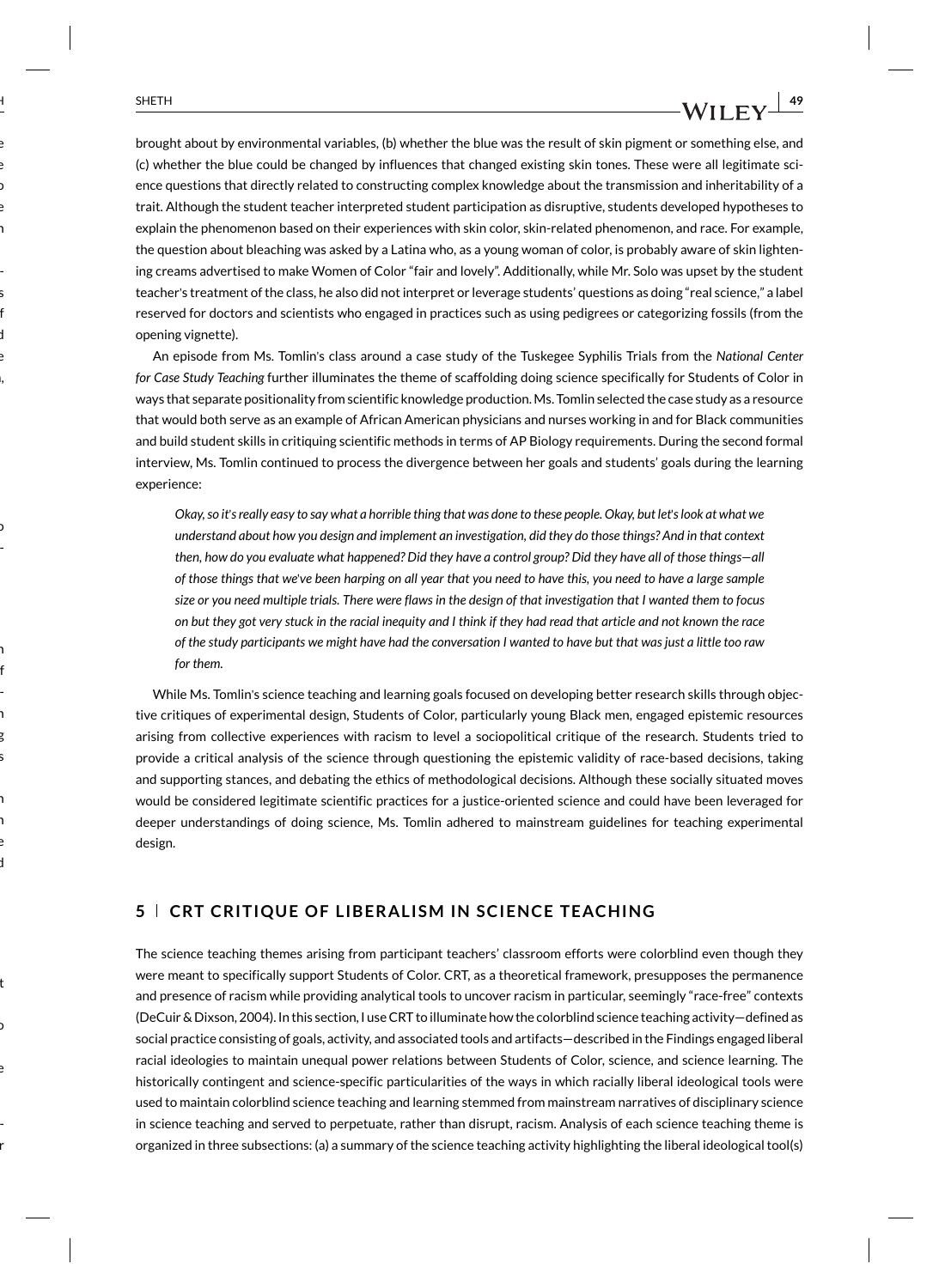brought about by environmental variables, (b) whether the blue was the result of skin pigment or something else, and (c) whether the blue could be changed by influences that changed existing skin tones. These were all legitimate science questions that directly related to constructing complex knowledge about the transmission and inheritability of a trait. Although the student teacher interpreted student participation as disruptive, students developed hypotheses to explain the phenomenon based on their experiences with skin color, skin-related phenomenon, and race. For example, the question about bleaching was asked by a Latina who, as a young woman of color, is probably aware of skin lightening creams advertised to make Women of Color "fair and lovely". Additionally, while Mr. Solo was upset by the student teacher's treatment of the class, he also did not interpret or leverage students' questions as doing "real science," a label reserved for doctors and scientists who engaged in practices such as using pedigrees or categorizing fossils (from the opening vignette).

An episode from Ms. Tomlin's class around a case study of the Tuskegee Syphilis Trials from the *National Center for Case Study Teaching* further illuminates the theme of scaffolding doing science specifically for Students of Color in ways that separate positionality from scientific knowledge production. Ms. Tomlin selected the case study as a resource that would both serve as an example of African American physicians and nurses working in and for Black communities and build student skills in critiquing scientific methods in terms of AP Biology requirements. During the second formal interview, Ms. Tomlin continued to process the divergence between her goals and students' goals during the learning experience:

> *Okay, so it's really easy to say what a horrible thing that was done to these people. Okay, but let's look at what we understand about how you design and implement an investigation, did they do those things? And in that context then, how do you evaluate what happened? Did they have a control group? Did they have all of those things—all of those things that we've been harping on all year that you need to have this, you need to have a large sample size or you need multiple trials. There were flaws in the design of that investigation that I wanted them to focus on but they got very stuck in the racial inequity and I think if they had read that article and not known the race of the study participants we might have had the conversation I wanted to have but that was just a little too raw for them.*

While Ms. Tomlin's science teaching and learning goals focused on developing better research skills through objective critiques of experimental design, Students of Color, particularly young Black men, engaged epistemic resources arising from collective experiences with racism to level a sociopolitical critique of the research. Students tried to provide a critical analysis of the science through questioning the epistemic validity of race-based decisions, taking and supporting stances, and debating the ethics of methodological decisions. Although these socially situated moves would be considered legitimate scientific practices for a justice-oriented science and could have been leveraged for deeper understandings of doing science, Ms. Tomlin adhered to mainstream guidelines for teaching experimental design.

## 5 | CRT CRITIQUE OF LIBERALISM IN SCIENCE TEACHING

The science teaching themes arising from participant teachers' classroom efforts were colorblind even though they were meant to specifically support Students of Color. CRT, as a theoretical framework, presupposes the permanence and presence of racism while providing analytical tools to uncover racism in particular, seemingly "race-free" contexts (DeCuir & Dixson, 2004). In this section, I use CRT to illuminate how the colorblind science teaching activity—defined as social practice consisting of goals, activity, and associated tools and artifacts—described in the Findings engaged liberal racial ideologies to maintain unequal power relations between Students of Color, science, and science learning. The historically contingent and science-specific particularities of the ways in which racially liberal ideological tools were used to maintain colorblind science teaching and learning stemmed from mainstream narratives of disciplinary science in science teaching and served to perpetuate, rather than disrupt, racism. Analysis of each science teaching theme is organized in three subsections: (a) a summary of the science teaching activity highlighting the liberal ideological tool(s)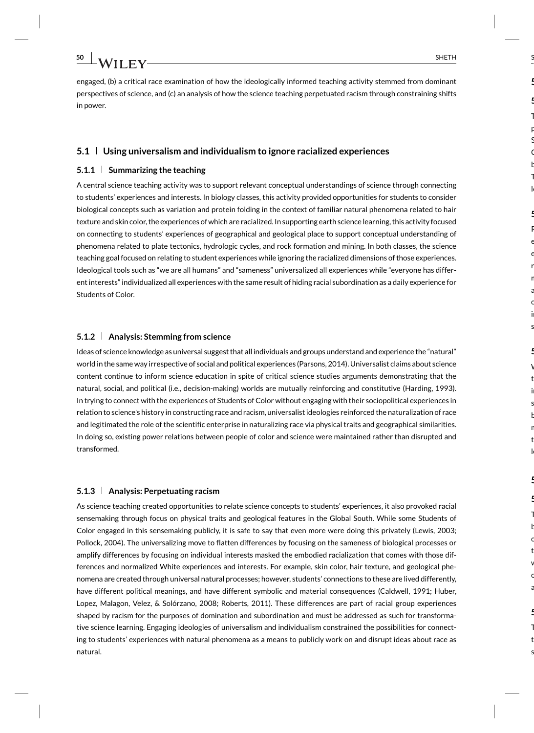engaged, (b) a critical race examination of how the ideologically informed teaching activity stemmed from dominant perspectives of science, and (c) an analysis of how the science teaching perpetuated racism through constraining shifts in power.

## 5.1 | Using universalism and individualism to ignore racialized experiences

### 5.1.1 | Summarizing the teaching

A central science teaching activity was to support relevant conceptual understandings of science through connecting to students' experiences and interests. In biology classes, this activity provided opportunities for students to consider biological concepts such as variation and protein folding in the context of familiar natural phenomena related to hair texture and skin color, the experiences of which are racialized. In supporting earth science learning, this activity focused on connecting to students' experiences of geographical and geological place to support conceptual understanding of phenomena related to plate tectonics, hydrologic cycles, and rock formation and mining. In both classes, the science teaching goal focused on relating to student experiences while ignoring the racialized dimensions of those experiences. Ideological tools such as "we are all humans" and "sameness" universalized all experiences while "everyone has different interests" individualized all experiences with the same result of hiding racial subordination as a daily experience for Students of Color.

### 5.1.2 | Analysis: Stemming from science

Ideas of science knowledge as universal suggest that all individuals and groups understand and experience the "natural" world in the same way irrespective of social and political experiences (Parsons, 2014). Universalist claims about science content continue to inform science education in spite of critical science studies arguments demonstrating that the natural, social, and political (i.e., decision-making) worlds are mutually reinforcing and constitutive (Harding, 1993). In trying to connect with the experiences of Students of Color without engaging with their sociopolitical experiences in relation to science's history in constructing race and racism, universalist ideologies reinforced the naturalization of race and legitimated the role of the scientific enterprise in naturalizing race via physical traits and geographical similarities. In doing so, existing power relations between people of color and science were maintained rather than disrupted and transformed.

### 5.1.3 | Analysis: Perpetuating racism

As science teaching created opportunities to relate science concepts to students' experiences, it also provoked racial sensemaking through focus on physical traits and geological features in the Global South. While some Students of Color engaged in this sensemaking publicly, it is safe to say that even more were doing this privately (Lewis, 2003; Pollock, 2004). The universalizing move to flatten differences by focusing on the sameness of biological processes or amplify differences by focusing on individual interests masked the embodied racialization that comes with those differences and normalized White experiences and interests. For example, skin color, hair texture, and geological phenomena are created through universal natural processes; however, students' connections to these are lived differently, have different political meanings, and have different symbolic and material consequences (Caldwell, 1991; Huber, Lopez, Malagon, Velez, & Solórzano, 2008; Roberts, 2011). These differences are part of racial group experiences shaped by racism for the purposes of domination and subordination and must be addressed as such for transformative science learning. Engaging ideologies of universalism and individualism constrained the possibilities for connecting to students' experiences with natural phenomena as a means to publicly work on and disrupt ideas about race as natural.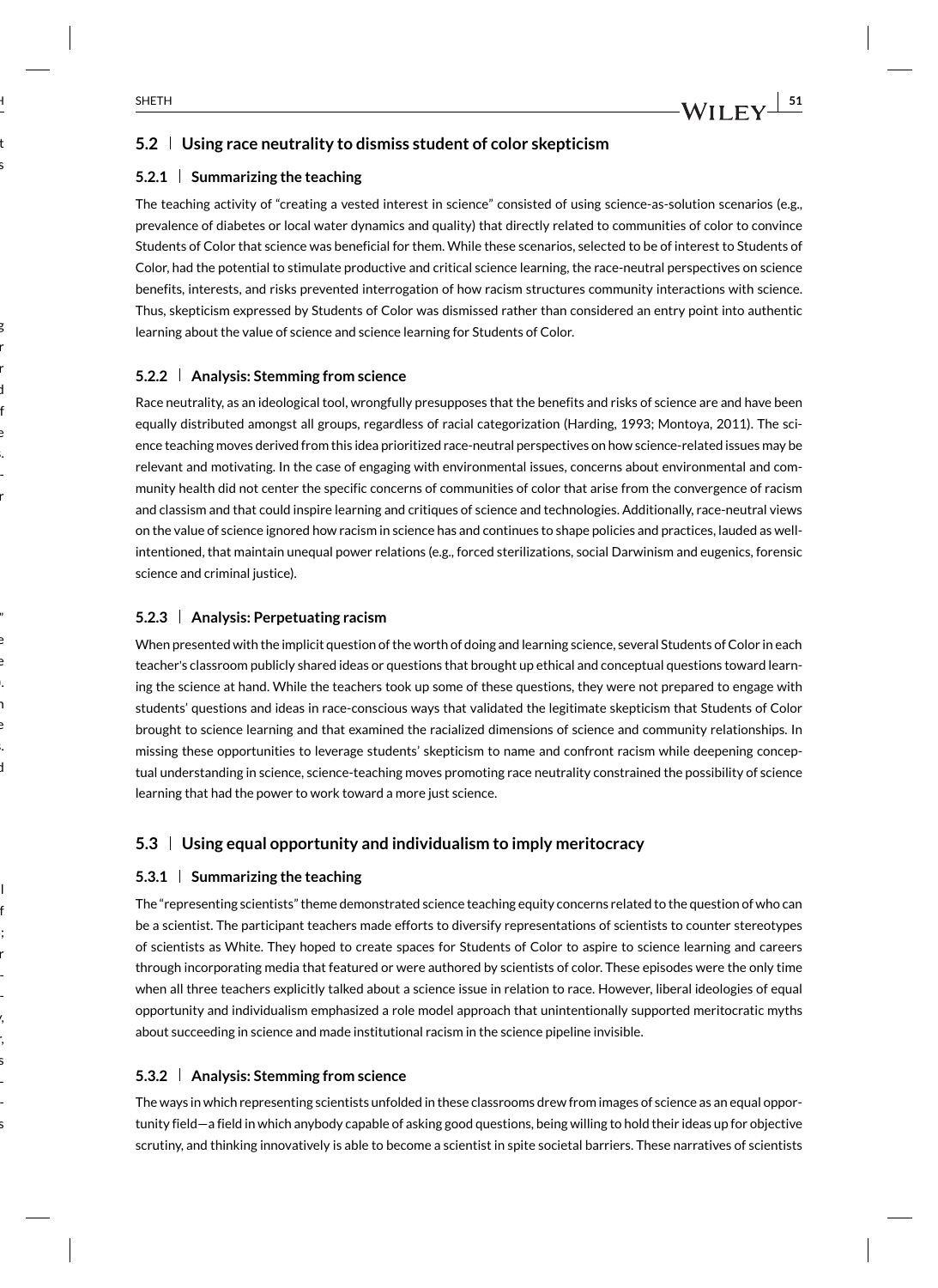### 5.2 | Using race neutrality to dismiss student of color skepticism

#### 5.2.1 | Summarizing the teaching

The teaching activity of "creating a vested interest in science" consisted of using science-as-solution scenarios (e.g., prevalence of diabetes or local water dynamics and quality) that directly related to communities of color to convince Students of Color that science was beneficial for them. While these scenarios, selected to be of interest to Students of Color, had the potential to stimulate productive and critical science learning, the race-neutral perspectives on science benefits, interests, and risks prevented interrogation of how racism structures community interactions with science. Thus, skepticism expressed by Students of Color was dismissed rather than considered an entry point into authentic learning about the value of science and science learning for Students of Color.

#### 5.2.2 | Analysis: Stemming from science

Race neutrality, as an ideological tool, wrongfully presupposes that the benefits and risks of science are and have been equally distributed amongst all groups, regardless of racial categorization (Harding, 1993; Montoya, 2011). The science teaching moves derived from this idea prioritized race-neutral perspectives on how science-related issues may be relevant and motivating. In the case of engaging with environmental issues, concerns about environmental and community health did not center the specific concerns of communities of color that arise from the convergence of racism and classism and that could inspire learning and critiques of science and technologies. Additionally, race-neutral views on the value of science ignored how racism in science has and continues to shape policies and practices, lauded as well-intentioned, that maintain unequal power relations (e.g., forced sterilizations, social Darwinism and eugenics, forensic science and criminal justice).

#### 5.2.3 | Analysis: Perpetuating racism

When presented with the implicit question of the worth of doing and learning science, several Students of Color in each teacher's classroom publicly shared ideas or questions that brought up ethical and conceptual questions toward learning the science at hand. While the teachers took up some of these questions, they were not prepared to engage with students' questions and ideas in race-conscious ways that validated the legitimate skepticism that Students of Color brought to science learning and that examined the racialized dimensions of science and community relationships. In missing these opportunities to leverage students' skepticism to name and confront racism while deepening conceptual understanding in science, science-teaching moves promoting race neutrality constrained the possibility of science learning that had the power to work toward a more just science.

### 5.3 | Using equal opportunity and individualism to imply meritocracy

#### 5.3.1 | Summarizing the teaching

The "representing scientists" theme demonstrated science teaching equity concerns related to the question of who can be a scientist. The participant teachers made efforts to diversify representations of scientists to counter stereotypes of scientists as White. They hoped to create spaces for Students of Color to aspire to science learning and careers through incorporating media that featured or were authored by scientists of color. These episodes were the only time when all three teachers explicitly talked about a science issue in relation to race. However, liberal ideologies of equal opportunity and individualism emphasized a role model approach that unintentionally supported meritocratic myths about succeeding in science and made institutional racism in the science pipeline invisible.

#### 5.3.2 | Analysis: Stemming from science

The ways in which representing scientists unfolded in these classrooms drew from images of science as an equal opportunity field—a field in which anybody capable of asking good questions, being willing to hold their ideas up for objective scrutiny, and thinking innovatively is able to become a scientist in spite societal barriers. These narratives of scientists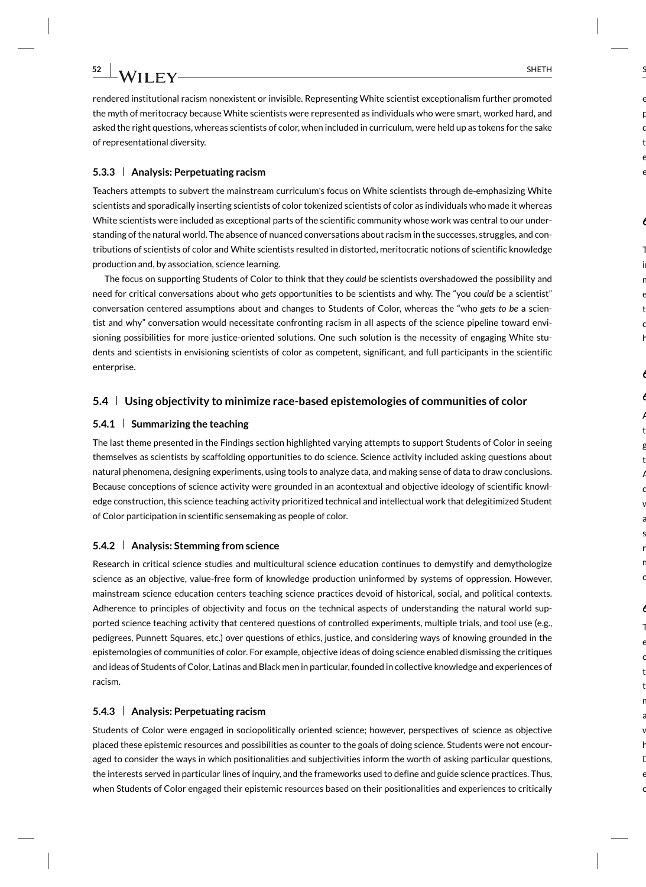rendered institutional racism nonexistent or invisible. Representing White scientist exceptionalism further promoted the myth of meritocracy because White scientists were represented as individuals who were smart, worked hard, and asked the right questions, whereas scientists of color, when included in curriculum, were held up as tokens for the sake of representational diversity.

### 5.3.3 | Analysis: Perpetuating racism

Teachers attempts to subvert the mainstream curriculum's focus on White scientists through de-emphasizing White scientists and sporadically inserting scientists of color tokenized scientists of color as individuals who made it whereas White scientists were included as exceptional parts of the scientific community whose work was central to our understanding of the natural world. The absence of nuanced conversations about racism in the successes, struggles, and contributions of scientists of color and White scientists resulted in distorted, meritocratic notions of scientific knowledge production and, by association, science learning.

The focus on supporting Students of Color to think that they *could* be scientists overshadowed the possibility and need for critical conversations about who *gets* opportunities to be scientists and why. The "you *could* be a scientist" conversation centered assumptions about and changes to Students of Color, whereas the "who *gets to be* a scientist and why" conversation would necessitate confronting racism in all aspects of the science pipeline toward envisioning possibilities for more justice-oriented solutions. One such solution is the necessity of engaging White students and scientists in envisioning scientists of color as competent, significant, and full participants in the scientific enterprise.

## 5.4 | Using objectivity to minimize race-based epistemologies of communities of color

### 5.4.1 | Summarizing the teaching

The last theme presented in the Findings section highlighted varying attempts to support Students of Color in seeing themselves as scientists by scaffolding opportunities to do science. Science activity included asking questions about natural phenomena, designing experiments, using tools to analyze data, and making sense of data to draw conclusions. Because conceptions of science activity were grounded in an acontextual and objective ideology of scientific knowledge construction, this science teaching activity prioritized technical and intellectual work that delegitimized Student of Color participation in scientific sensemaking as people of color.

### 5.4.2 | Analysis: Stemming from science

Research in critical science studies and multicultural science education continues to demystify and demythologize science as an objective, value-free form of knowledge production uninformed by systems of oppression. However, mainstream science education centers teaching science practices devoid of historical, social, and political contexts. Adherence to principles of objectivity and focus on the technical aspects of understanding the natural world supported science teaching activity that centered questions of controlled experiments, multiple trials, and tool use (e.g., pedigrees, Punnett Squares, etc.) over questions of ethics, justice, and considering ways of knowing grounded in the epistemologies of communities of color. For example, objective ideas of doing science enabled dismissing the critiques and ideas of Students of Color, Latinas and Black men in particular, founded in collective knowledge and experiences of racism.

### 5.4.3 | Analysis: Perpetuating racism

Students of Color were engaged in sociopolitically oriented science; however, perspectives of science as objective placed these epistemic resources and possibilities as counter to the goals of doing science. Students were not encouraged to consider the ways in which positionalities and subjectivities inform the worth of asking particular questions, the interests served in particular lines of inquiry, and the frameworks used to define and guide science practices. Thus, when Students of Color engaged their epistemic resources based on their positionalities and experiences to critically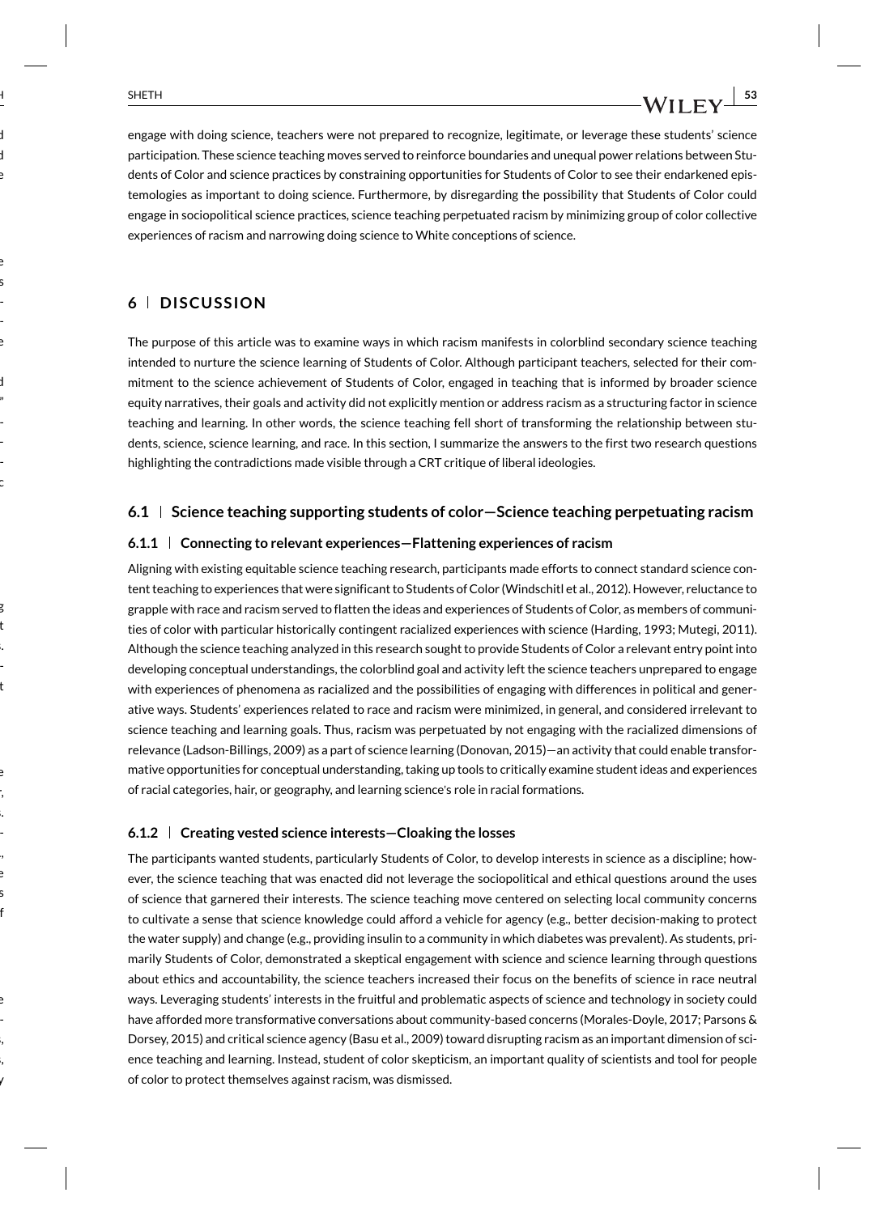engage with doing science, teachers were not prepared to recognize, legitimate, or leverage these students' science participation. These science teaching moves served to reinforce boundaries and unequal power relations between Students of Color and science practices by constraining opportunities for Students of Color to see their endarkened epistemologies as important to doing science. Furthermore, by disregarding the possibility that Students of Color could engage in sociopolitical science practices, science teaching perpetuated racism by minimizing group of color collective experiences of racism and narrowing doing science to White conceptions of science.

## 6 | DISCUSSION

The purpose of this article was to examine ways in which racism manifests in colorblind secondary science teaching intended to nurture the science learning of Students of Color. Although participant teachers, selected for their commitment to the science achievement of Students of Color, engaged in teaching that is informed by broader science equity narratives, their goals and activity did not explicitly mention or address racism as a structuring factor in science teaching and learning. In other words, the science teaching fell short of transforming the relationship between students, science, science learning, and race. In this section, I summarize the answers to the first two research questions highlighting the contradictions made visible through a CRT critique of liberal ideologies.

### 6.1 | Science teaching supporting students of color—Science teaching perpetuating racism

#### 6.1.1 | Connecting to relevant experiences—Flattening experiences of racism

Aligning with existing equitable science teaching research, participants made efforts to connect standard science content teaching to experiences that were significant to Students of Color (Windschitl et al., 2012). However, reluctance to grapple with race and racism served to flatten the ideas and experiences of Students of Color, as members of communities of color with particular historically contingent racialized experiences with science (Harding, 1993; Mutegi, 2011). Although the science teaching analyzed in this research sought to provide Students of Color a relevant entry point into developing conceptual understandings, the colorblind goal and activity left the science teachers unprepared to engage with experiences of phenomena as racialized and the possibilities of engaging with differences in political and generative ways. Students' experiences related to race and racism were minimized, in general, and considered irrelevant to science teaching and learning goals. Thus, racism was perpetuated by not engaging with the racialized dimensions of relevance (Ladson-Billings, 2009) as a part of science learning (Donovan, 2015)—an activity that could enable transformative opportunities for conceptual understanding, taking up tools to critically examine student ideas and experiences of racial categories, hair, or geography, and learning science's role in racial formations.

#### 6.1.2 | Creating vested science interests—Cloaking the losses

The participants wanted students, particularly Students of Color, to develop interests in science as a discipline; however, the science teaching that was enacted did not leverage the sociopolitical and ethical questions around the uses of science that garnered their interests. The science teaching move centered on selecting local community concerns to cultivate a sense that science knowledge could afford a vehicle for agency (e.g., better decision-making to protect the water supply) and change (e.g., providing insulin to a community in which diabetes was prevalent). As students, primarily Students of Color, demonstrated a skeptical engagement with science and science learning through questions about ethics and accountability, the science teachers increased their focus on the benefits of science in race neutral ways. Leveraging students' interests in the fruitful and problematic aspects of science and technology in society could have afforded more transformative conversations about community-based concerns (Morales-Doyle, 2017; Parsons & Dorsey, 2015) and critical science agency (Basu et al., 2009) toward disrupting racism as an important dimension of science teaching and learning. Instead, student of color skepticism, an important quality of scientists and tool for people of color to protect themselves against racism, was dismissed.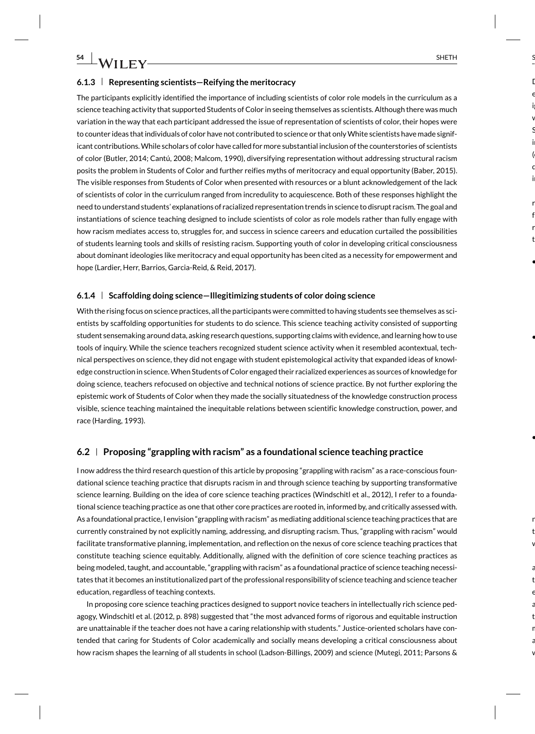### 6.1.3 | Representing scientists—Reifying the meritocracy

The participants explicitly identified the importance of including scientists of color role models in the curriculum as a science teaching activity that supported Students of Color in seeing themselves as scientists. Although there was much variation in the way that each participant addressed the issue of representation of scientists of color, their hopes were to counter ideas that individuals of color have not contributed to science or that only White scientists have made significant contributions. While scholars of color have called for more substantial inclusion of the counterstories of scientists of color (Butler, 2014; Cantú, 2008; Malcom, 1990), diversifying representation without addressing structural racism posits the problem in Students of Color and further reifies myths of meritocracy and equal opportunity (Baber, 2015). The visible responses from Students of Color when presented with resources or a blunt acknowledgement of the lack of scientists of color in the curriculum ranged from incredulity to acquiescence. Both of these responses highlight the need to understand students' explanations of racialized representation trends in science to disrupt racism. The goal and instantiations of science teaching designed to include scientists of color as role models rather than fully engage with how racism mediates access to, struggles for, and success in science careers and education curtailed the possibilities of students learning tools and skills of resisting racism. Supporting youth of color in developing critical consciousness about dominant ideologies like meritocracy and equal opportunity has been cited as a necessity for empowerment and hope (Lardier, Herr, Barrios, Garcia-Reid, & Reid, 2017).

### 6.1.4 | Scaffolding doing science—Illegitimizing students of color doing science

With the rising focus on science practices, all the participants were committed to having students see themselves as scientists by scaffolding opportunities for students to do science. This science teaching activity consisted of supporting student sensemaking around data, asking research questions, supporting claims with evidence, and learning how to use tools of inquiry. While the science teachers recognized student science activity when it resembled acontextual, technical perspectives on science, they did not engage with student epistemological activity that expanded ideas of knowledge construction in science. When Students of Color engaged their racialized experiences as sources of knowledge for doing science, teachers refocused on objective and technical notions of science practice. By not further exploring the epistemic work of Students of Color when they made the socially situatedness of the knowledge construction process visible, science teaching maintained the inequitable relations between scientific knowledge construction, power, and race (Harding, 1993).

## 6.2 | Proposing "grappling with racism" as a foundational science teaching practice

I now address the third research question of this article by proposing "grappling with racism" as a race-conscious foundational science teaching practice that disrupts racism in and through science teaching by supporting transformative science learning. Building on the idea of core science teaching practices (Windschitl et al., 2012), I refer to a foundational science teaching practice as one that other core practices are rooted in, informed by, and critically assessed with. As a foundational practice, I envision "grappling with racism" as mediating additional science teaching practices that are currently constrained by not explicitly naming, addressing, and disrupting racism. Thus, "grappling with racism" would facilitate transformative planning, implementation, and reflection on the nexus of core science teaching practices that constitute teaching science equitably. Additionally, aligned with the definition of core science teaching practices as being modeled, taught, and accountable, "grappling with racism" as a foundational practice of science teaching necessitates that it becomes an institutionalized part of the professional responsibility of science teaching and science teacher education, regardless of teaching contexts.

In proposing core science teaching practices designed to support novice teachers in intellectually rich science pedagogy, Windschitl et al. (2012, p. 898) suggested that "the most advanced forms of rigorous and equitable instruction are unattainable if the teacher does not have a caring relationship with students." Justice-oriented scholars have contended that caring for Students of Color academically and socially means developing a critical consciousness about how racism shapes the learning of all students in school (Ladson-Billings, 2009) and science (Mutegi, 2011; Parsons &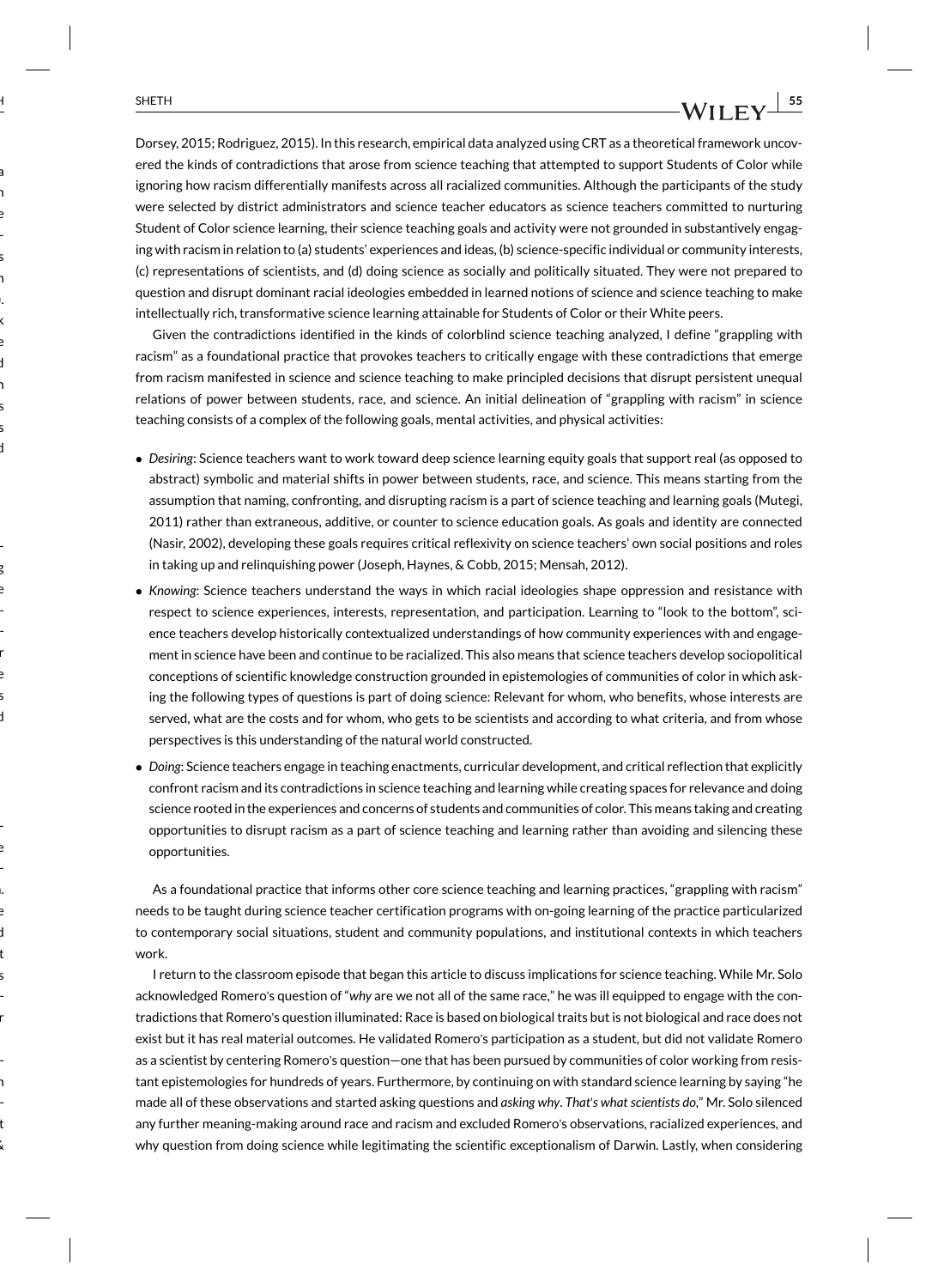Dorsey, 2015; Rodriguez, 2015). In this research, empirical data analyzed using CRT as a theoretical framework uncovered the kinds of contradictions that arose from science teaching that attempted to support Students of Color while ignoring how racism differentially manifests across all racialized communities. Although the participants of the study were selected by district administrators and science teacher educators as science teachers committed to nurturing Student of Color science learning, their science teaching goals and activity were not grounded in substantively engaging with racism in relation to (a) students' experiences and ideas, (b) science-specific individual or community interests, (c) representations of scientists, and (d) doing science as socially and politically situated. They were not prepared to question and disrupt dominant racial ideologies embedded in learned notions of science and science teaching to make intellectually rich, transformative science learning attainable for Students of Color or their White peers.

Given the contradictions identified in the kinds of colorblind science teaching analyzed, I define "grappling with racism" as a foundational practice that provokes teachers to critically engage with these contradictions that emerge from racism manifested in science and science teaching to make principled decisions that disrupt persistent unequal relations of power between students, race, and science. An initial delineation of "grappling with racism" in science teaching consists of a complex of the following goals, mental activities, and physical activities:

- *Desiring*: Science teachers want to work toward deep science learning equity goals that support real (as opposed to abstract) symbolic and material shifts in power between students, race, and science. This means starting from the assumption that naming, confronting, and disrupting racism is a part of science teaching and learning goals (Mutegi, 2011) rather than extraneous, additive, or counter to science education goals. As goals and identity are connected (Nasir, 2002), developing these goals requires critical reflexivity on science teachers' own social positions and roles in taking up and relinquishing power (Joseph, Haynes, & Cobb, 2015; Mensah, 2012).
- *Knowing*: Science teachers understand the ways in which racial ideologies shape oppression and resistance with respect to science experiences, interests, representation, and participation. Learning to "look to the bottom", science teachers develop historically contextualized understandings of how community experiences with and engagement in science have been and continue to be racialized. This also means that science teachers develop sociopolitical conceptions of scientific knowledge construction grounded in epistemologies of communities of color in which asking the following types of questions is part of doing science: Relevant for whom, who benefits, whose interests are served, what are the costs and for whom, who gets to be scientists and according to what criteria, and from whose perspectives is this understanding of the natural world constructed.
- *Doing*: Science teachers engage in teaching enactments, curricular development, and critical reflection that explicitly confront racism and its contradictions in science teaching and learning while creating spaces for relevance and doing science rooted in the experiences and concerns of students and communities of color. This means taking and creating opportunities to disrupt racism as a part of science teaching and learning rather than avoiding and silencing these opportunities.

As a foundational practice that informs other core science teaching and learning practices, "grappling with racism" needs to be taught during science teacher certification programs with on-going learning of the practice particularized to contemporary social situations, student and community populations, and institutional contexts in which teachers work.

I return to the classroom episode that began this article to discuss implications for science teaching. While Mr. Solo acknowledged Romero's question of "*why* are we not all of the same race," he was ill equipped to engage with the contradictions that Romero's question illuminated: Race is based on biological traits but is not biological and race does not exist but it has real material outcomes. He validated Romero's participation as a student, but did not validate Romero as a scientist by centering Romero's question—one that has been pursued by communities of color working from resistant epistemologies for hundreds of years. Furthermore, by continuing on with standard science learning by saying "he made all of these observations and started asking questions and *asking why*. *That's what scientists do*," Mr. Solo silenced any further meaning-making around race and racism and excluded Romero's observations, racialized experiences, and why question from doing science while legitimating the scientific exceptionalism of Darwin. Lastly, when considering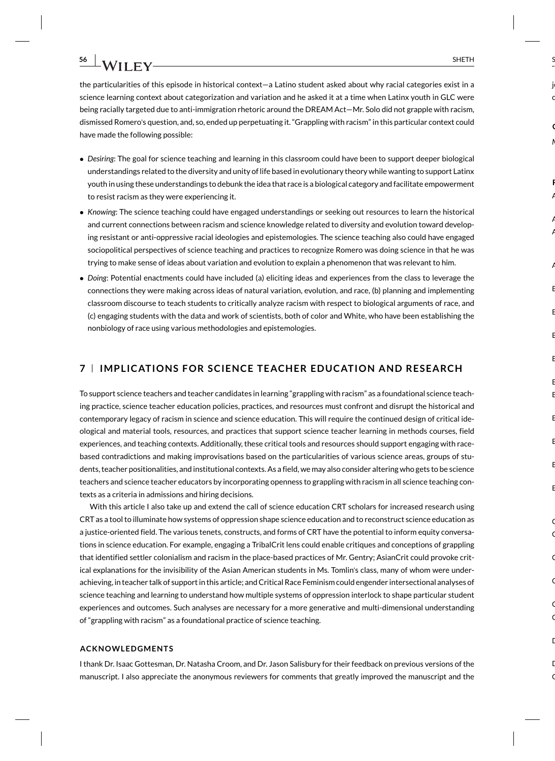the particularities of this episode in historical context—a Latino student asked about why racial categories exist in a science learning context about categorization and variation and he asked it at a time when Latinx youth in GLC were being racially targeted due to anti-immigration rhetoric around the DREAM Act—Mr. Solo did not grapple with racism, dismissed Romero's question, and, so, ended up perpetuating it. "Grappling with racism" in this particular context could have made the following possible:

- *Desiring*: The goal for science teaching and learning in this classroom could have been to support deeper biological understandings related to the diversity and unity of life based in evolutionary theory while wanting to support Latinx youth in using these understandings to debunk the idea that race is a biological category and facilitate empowerment to resist racism as they were experiencing it.
- *Knowing*: The science teaching could have engaged understandings or seeking out resources to learn the historical and current connections between racism and science knowledge related to diversity and evolution toward developing resistant or anti-oppressive racial ideologies and epistemologies. The science teaching also could have engaged sociopolitical perspectives of science teaching and practices to recognize Romero was doing science in that he was trying to make sense of ideas about variation and evolution to explain a phenomenon that was relevant to him.
- *Doing*: Potential enactments could have included (a) eliciting ideas and experiences from the class to leverage the connections they were making across ideas of natural variation, evolution, and race, (b) planning and implementing classroom discourse to teach students to critically analyze racism with respect to biological arguments of race, and (c) engaging students with the data and work of scientists, both of color and White, who have been establishing the nonbiology of race using various methodologies and epistemologies.

## 7 | IMPLICATIONS FOR SCIENCE TEACHER EDUCATION AND RESEARCH

To support science teachers and teacher candidates in learning "grappling with racism" as a foundational science teaching practice, science teacher education policies, practices, and resources must confront and disrupt the historical and contemporary legacy of racism in science and science education. This will require the continued design of critical ideological and material tools, resources, and practices that support science teacher learning in methods courses, field experiences, and teaching contexts. Additionally, these critical tools and resources should support engaging with race-based contradictions and making improvisations based on the particularities of various science areas, groups of students, teacher positionalities, and institutional contexts. As a field, we may also consider altering who gets to be science teachers and science teacher educators by incorporating openness to grappling with racism in all science teaching contexts as a criteria in admissions and hiring decisions.

With this article I also take up and extend the call of science education CRT scholars for increased research using CRT as a tool to illuminate how systems of oppression shape science education and to reconstruct science education as a justice-oriented field. The various tenets, constructs, and forms of CRT have the potential to inform equity conversations in science education. For example, engaging a TribalCrit lens could enable critiques and conceptions of grappling that identified settler colonialism and racism in the place-based practices of Mr. Gentry; AsianCrit could provoke critical explanations for the invisibility of the Asian American students in Ms. Tomlin's class, many of whom were underachieving, in teacher talk of support in this article; and Critical Race Feminism could engender intersectional analyses of science teaching and learning to understand how multiple systems of oppression interlock to shape particular student experiences and outcomes. Such analyses are necessary for a more generative and multi-dimensional understanding of "grappling with racism" as a foundational practice of science teaching.

### ACKNOWLEDGMENTS

I thank Dr. Isaac Gottesman, Dr. Natasha Croom, and Dr. Jason Salisbury for their feedback on previous versions of the manuscript. I also appreciate the anonymous reviewers for comments that greatly improved the manuscript and the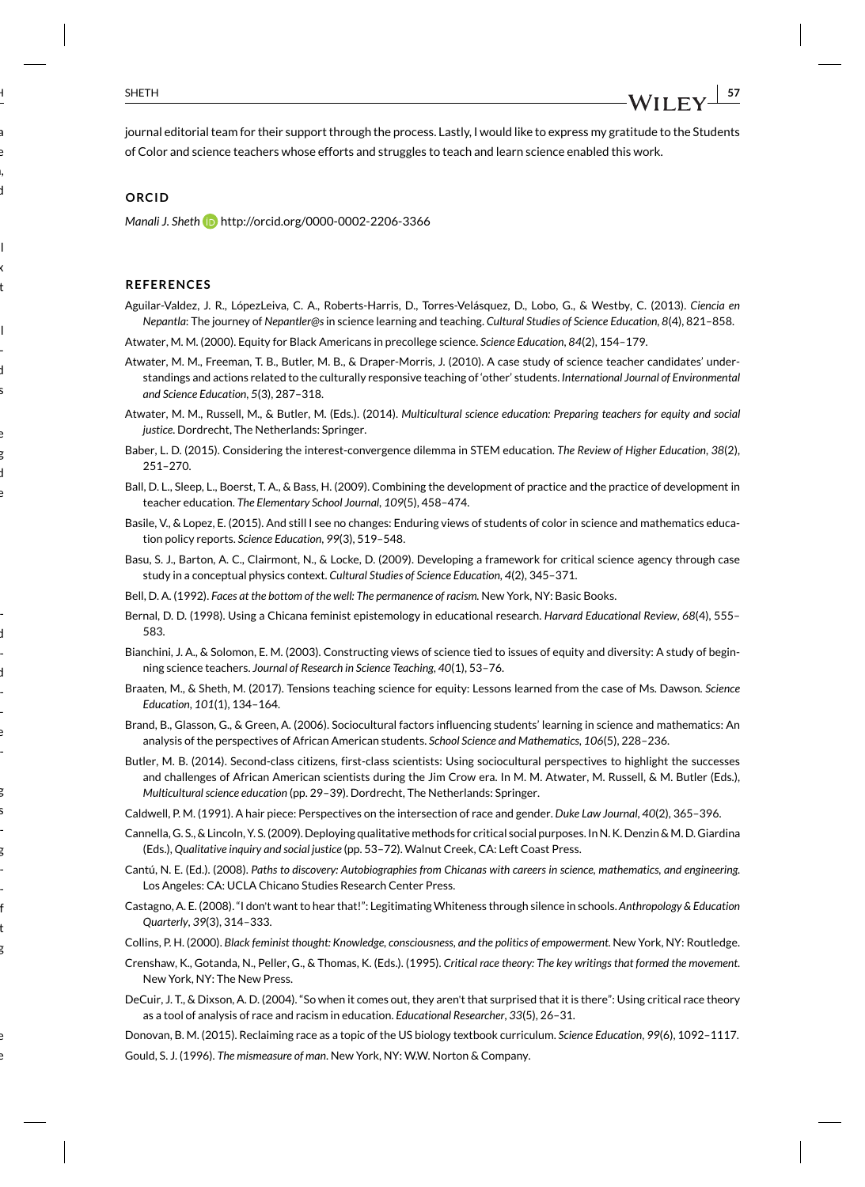journal editorial team for their support through the process. Lastly, I would like to express my gratitude to the Students of Color and science teachers whose efforts and struggles to teach and learn science enabled this work.

## ORCID

*Manali J. Sheth* http://orcid.org/0000-0002-2206-3366

## REFERENCES

Aguilar-Valdez, J. R., LópezLeiva, C. A., Roberts-Harris, D., Torres-Velásquez, D., Lobo, G., & Westby, C. (2013). *Ciencia en Nepantla*: The journey of *Nepantler@s* in science learning and teaching. *Cultural Studies of Science Education*, *8*(4), 821–858.

Atwater, M. M. (2000). Equity for Black Americans in precollege science. *Science Education*, *84*(2), 154–179.

Atwater, M. M., Freeman, T. B., Butler, M. B., & Draper-Morris, J. (2010). A case study of science teacher candidates' understandings and actions related to the culturally responsive teaching of 'other' students. *International Journal of Environmental and Science Education*, *5*(3), 287–318.

Atwater, M. M., Russell, M., & Butler, M. (Eds.). (2014). *Multicultural science education: Preparing teachers for equity and social justice*. Dordrecht, The Netherlands: Springer.

Baber, L. D. (2015). Considering the interest-convergence dilemma in STEM education. *The Review of Higher Education*, *38*(2), 251–270.

Ball, D. L., Sleep, L., Boerst, T. A., & Bass, H. (2009). Combining the development of practice and the practice of development in teacher education. *The Elementary School Journal*, *109*(5), 458–474.

Basile, V., & Lopez, E. (2015). And still I see no changes: Enduring views of students of color in science and mathematics education policy reports. *Science Education*, *99*(3), 519–548.

Basu, S. J., Barton, A. C., Clairmont, N., & Locke, D. (2009). Developing a framework for critical science agency through case study in a conceptual physics context. *Cultural Studies of Science Education*, *4*(2), 345–371.

Bell, D. A. (1992). *Faces at the bottom of the well: The permanence of racism*. New York, NY: Basic Books.

Bernal, D. D. (1998). Using a Chicana feminist epistemology in educational research. *Harvard Educational Review*, *68*(4), 555–583.

Bianchini, J. A., & Solomon, E. M. (2003). Constructing views of science tied to issues of equity and diversity: A study of beginning science teachers. *Journal of Research in Science Teaching*, *40*(1), 53–76.

Braaten, M., & Sheth, M. (2017). Tensions teaching science for equity: Lessons learned from the case of Ms. Dawson. *Science Education*, *101*(1), 134–164.

Brand, B., Glasson, G., & Green, A. (2006). Sociocultural factors influencing students' learning in science and mathematics: An analysis of the perspectives of African American students. *School Science and Mathematics*, *106*(5), 228–236.

Butler, M. B. (2014). Second-class citizens, first-class scientists: Using sociocultural perspectives to highlight the successes and challenges of African American scientists during the Jim Crow era. In M. M. Atwater, M. Russell, & M. Butler (Eds.), *Multicultural science education* (pp. 29–39). Dordrecht, The Netherlands: Springer.

Caldwell, P. M. (1991). A hair piece: Perspectives on the intersection of race and gender. *Duke Law Journal*, *40*(2), 365–396.

Cannella, G. S., & Lincoln, Y. S. (2009). Deploying qualitative methods for critical social purposes. In N. K. Denzin & M. D. Giardina (Eds.), *Qualitative inquiry and social justice* (pp. 53–72). Walnut Creek, CA: Left Coast Press.

Cantú, N. E. (Ed.). (2008). *Paths to discovery: Autobiographies from Chicanas with careers in science, mathematics, and engineering*. Los Angeles: CA: UCLA Chicano Studies Research Center Press.

Castagno, A. E. (2008). "I don't want to hear that!": Legitimating Whiteness through silence in schools. *Anthropology & Education Quarterly*, *39*(3), 314–333.

Collins, P. H. (2000). *Black feminist thought: Knowledge, consciousness, and the politics of empowerment*. New York, NY: Routledge.

Crenshaw, K., Gotanda, N., Peller, G., & Thomas, K. (Eds.). (1995). *Critical race theory: The key writings that formed the movement*. New York, NY: The New Press.

DeCuir, J. T., & Dixson, A. D. (2004). "So when it comes out, they aren't that surprised that it is there": Using critical race theory as a tool of analysis of race and racism in education. *Educational Researcher*, *33*(5), 26–31.

Donovan, B. M. (2015). Reclaiming race as a topic of the US biology textbook curriculum. *Science Education*, *99*(6), 1092–1117.

Gould, S. J. (1996). *The mismeasure of man*. New York, NY: W.W. Norton & Company.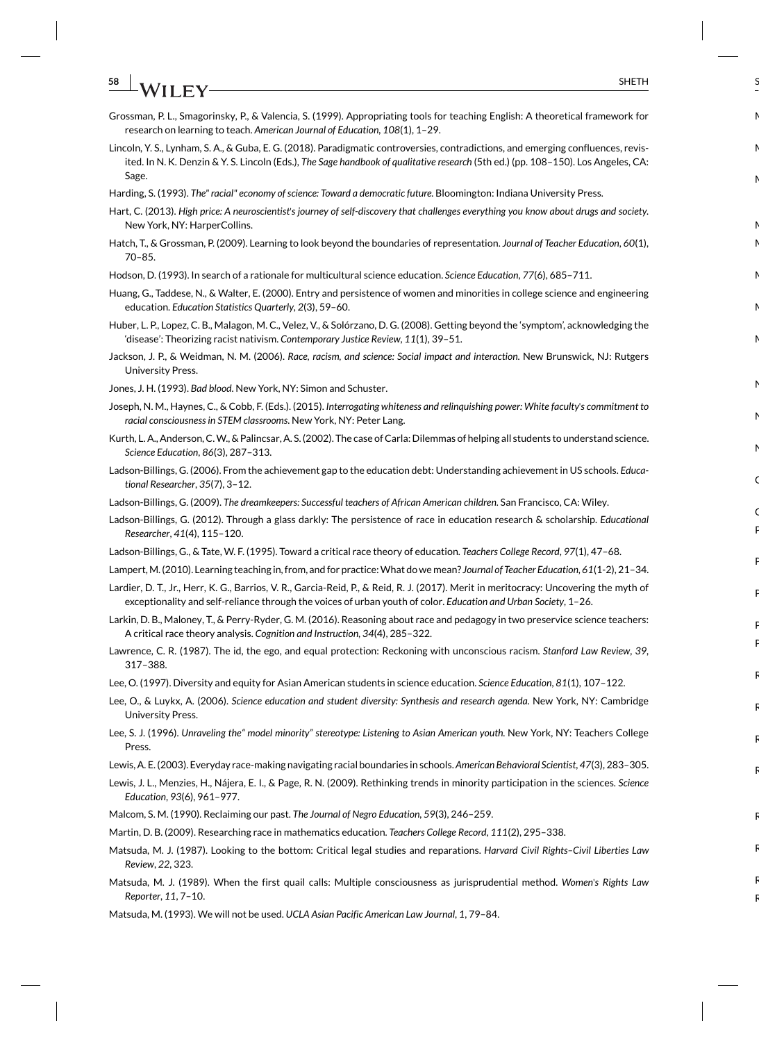Grossman, P. L., Smagorinsky, P., & Valencia, S. (1999). Appropriating tools for teaching English: A theoretical framework for research on learning to teach. *American Journal of Education*, *108*(1), 1–29.

Lincoln, Y. S., Lynham, S. A., & Guba, E. G. (2018). Paradigmatic controversies, contradictions, and emerging confluences, revisited. In N. K. Denzin & Y. S. Lincoln (Eds.), *The Sage handbook of qualitative research* (5th ed.) (pp. 108–150). Los Angeles, CA: Sage.

Harding, S. (1993). *The" racial" economy of science: Toward a democratic future*. Bloomington: Indiana University Press.

Hart, C. (2013). *High price: A neuroscientist's journey of self-discovery that challenges everything you know about drugs and society*. New York, NY: HarperCollins.

Hatch, T., & Grossman, P. (2009). Learning to look beyond the boundaries of representation. *Journal of Teacher Education*, *60*(1), 70–85.

Hodson, D. (1993). In search of a rationale for multicultural science education. *Science Education*, *77*(6), 685–711.

Huang, G., Taddese, N., & Walter, E. (2000). Entry and persistence of women and minorities in college science and engineering education. *Education Statistics Quarterly*, *2*(3), 59–60.

Huber, L. P., Lopez, C. B., Malagon, M. C., Velez, V., & Solórzano, D. G. (2008). Getting beyond the 'symptom', acknowledging the 'disease': Theorizing racist nativism. *Contemporary Justice Review*, *11*(1), 39–51.

Jackson, J. P., & Weidman, N. M. (2006). *Race, racism, and science: Social impact and interaction*. New Brunswick, NJ: Rutgers University Press.

Jones, J. H. (1993). *Bad blood*. New York, NY: Simon and Schuster.

Joseph, N. M., Haynes, C., & Cobb, F. (Eds.). (2015). *Interrogating whiteness and relinquishing power: White faculty's commitment to racial consciousness in STEM classrooms*. New York, NY: Peter Lang.

Kurth, L. A., Anderson, C. W., & Palincsar, A. S. (2002). The case of Carla: Dilemmas of helping all students to understand science. *Science Education*, *86*(3), 287–313.

Ladson-Billings, G. (2006). From the achievement gap to the education debt: Understanding achievement in US schools. *Educational Researcher*, *35*(7), 3–12.

Ladson-Billings, G. (2009). *The dreamkeepers: Successful teachers of African American children*. San Francisco, CA: Wiley.

Ladson-Billings, G. (2012). Through a glass darkly: The persistence of race in education research & scholarship. *Educational Researcher*, *41*(4), 115–120.

Ladson-Billings, G., & Tate, W. F. (1995). Toward a critical race theory of education. *Teachers College Record*, *97*(1), 47–68.

Lampert, M. (2010). Learning teaching in, from, and for practice: What do we mean? *Journal of Teacher Education*, *61*(1-2), 21–34.

Lardier, D. T., Jr., Herr, K. G., Barrios, V. R., Garcia-Reid, P., & Reid, R. J. (2017). Merit in meritocracy: Uncovering the myth of exceptionality and self-reliance through the voices of urban youth of color. *Education and Urban Society*, 1–26.

Larkin, D. B., Maloney, T., & Perry-Ryder, G. M. (2016). Reasoning about race and pedagogy in two preservice science teachers: A critical race theory analysis. *Cognition and Instruction*, *34*(4), 285–322.

Lawrence, C. R. (1987). The id, the ego, and equal protection: Reckoning with unconscious racism. *Stanford Law Review*, *39*, 317–388.

Lee, O. (1997). Diversity and equity for Asian American students in science education. *Science Education*, *81*(1), 107–122.

Lee, O., & Luykx, A. (2006). *Science education and student diversity: Synthesis and research agenda*. New York, NY: Cambridge University Press.

Lee, S. J. (1996). *Unraveling the" model minority" stereotype: Listening to Asian American youth*. New York, NY: Teachers College Press.

Lewis, A. E. (2003). Everyday race-making navigating racial boundaries in schools. *American Behavioral Scientist*, *47*(3), 283–305.

Lewis, J. L., Menzies, H., Nájera, E. I., & Page, R. N. (2009). Rethinking trends in minority participation in the sciences. *Science Education*, *93*(6), 961–977.

Malcom, S. M. (1990). Reclaiming our past. *The Journal of Negro Education*, *59*(3), 246–259.

Martin, D. B. (2009). Researching race in mathematics education. *Teachers College Record*, *111*(2), 295–338.

Matsuda, M. J. (1987). Looking to the bottom: Critical legal studies and reparations. *Harvard Civil Rights–Civil Liberties Law Review*, *22*, 323.

Matsuda, M. J. (1989). When the first quail calls: Multiple consciousness as jurisprudential method. *Women's Rights Law Reporter*, *11*, 7–10.

Matsuda, M. (1993). We will not be used. *UCLA Asian Pacific American Law Journal*, *1*, 79–84.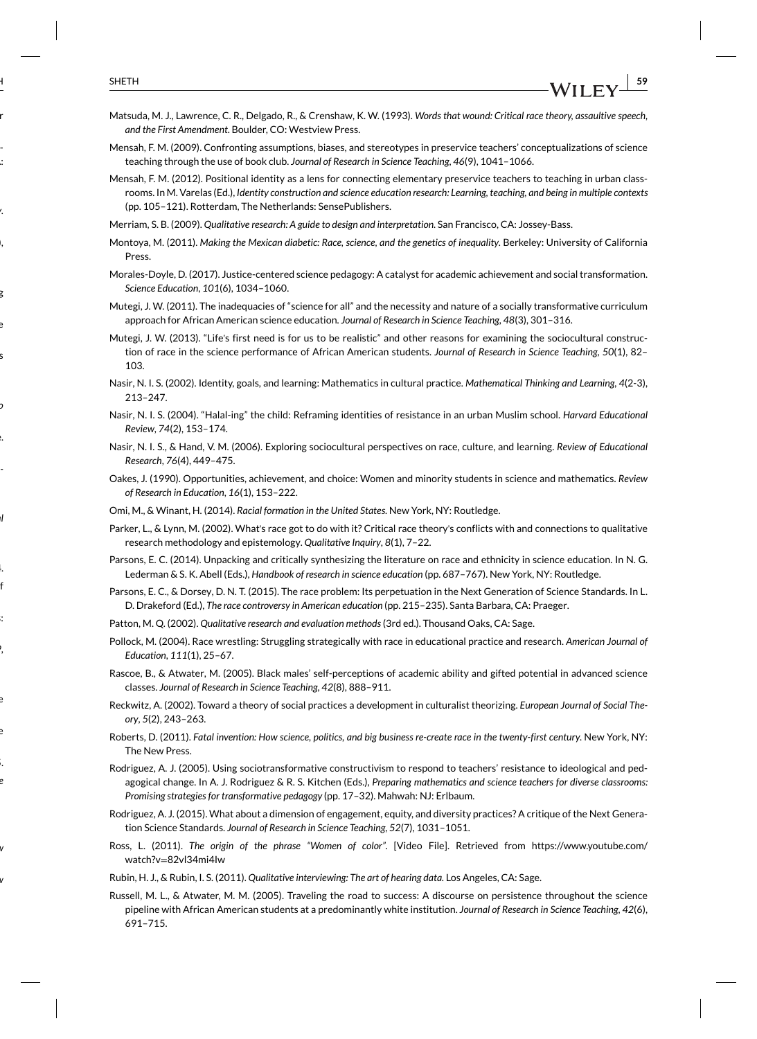Matsuda, M. J., Lawrence, C. R., Delgado, R., & Crenshaw, K. W. (1993). *Words that wound: Critical race theory, assaultive speech, and the First Amendment*. Boulder, CO: Westview Press.

Mensah, F. M. (2009). Confronting assumptions, biases, and stereotypes in preservice teachers' conceptualizations of science teaching through the use of book club. *Journal of Research in Science Teaching*, *46*(9), 1041–1066.

Mensah, F. M. (2012). Positional identity as a lens for connecting elementary preservice teachers to teaching in urban classrooms. In M. Varelas (Ed.), *Identity construction and science education research: Learning, teaching, and being in multiple contexts* (pp. 105–121). Rotterdam, The Netherlands: SensePublishers.

Merriam, S. B. (2009). *Qualitative research: A guide to design and interpretation*. San Francisco, CA: Jossey-Bass.

Montoya, M. (2011). *Making the Mexican diabetic: Race, science, and the genetics of inequality*. Berkeley: University of California Press.

Morales-Doyle, D. (2017). Justice-centered science pedagogy: A catalyst for academic achievement and social transformation. *Science Education*, *101*(6), 1034–1060.

Mutegi, J. W. (2011). The inadequacies of "science for all" and the necessity and nature of a socially transformative curriculum approach for African American science education. *Journal of Research in Science Teaching*, *48*(3), 301–316.

Mutegi, J. W. (2013). "Life's first need is for us to be realistic" and other reasons for examining the sociocultural construction of race in the science performance of African American students. *Journal of Research in Science Teaching*, *50*(1), 82–103.

Nasir, N. I. S. (2002). Identity, goals, and learning: Mathematics in cultural practice. *Mathematical Thinking and Learning*, *4*(2-3), 213–247.

Nasir, N. I. S. (2004). "Halal-ing" the child: Reframing identities of resistance in an urban Muslim school. *Harvard Educational Review*, *74*(2), 153–174.

Nasir, N. I. S., & Hand, V. M. (2006). Exploring sociocultural perspectives on race, culture, and learning. *Review of Educational Research*, *76*(4), 449–475.

Oakes, J. (1990). Opportunities, achievement, and choice: Women and minority students in science and mathematics. *Review of Research in Education*, *16*(1), 153–222.

Omi, M., & Winant, H. (2014). *Racial formation in the United States*. New York, NY: Routledge.

Parker, L., & Lynn, M. (2002). What's race got to do with it? Critical race theory's conflicts with and connections to qualitative research methodology and epistemology. *Qualitative Inquiry*, *8*(1), 7–22.

Parsons, E. C. (2014). Unpacking and critically synthesizing the literature on race and ethnicity in science education. In N. G. Lederman & S. K. Abell (Eds.), *Handbook of research in science education* (pp. 687–767). New York, NY: Routledge.

Parsons, E. C., & Dorsey, D. N. T. (2015). The race problem: Its perpetuation in the Next Generation of Science Standards. In L. D. Drakeford (Ed.), *The race controversy in American education* (pp. 215–235). Santa Barbara, CA: Praeger.

Patton, M. Q. (2002). *Qualitative research and evaluation methods* (3rd ed.). Thousand Oaks, CA: Sage.

Pollock, M. (2004). Race wrestling: Struggling strategically with race in educational practice and research. *American Journal of Education*, *111*(1), 25–67.

Rascoe, B., & Atwater, M. (2005). Black males' self-perceptions of academic ability and gifted potential in advanced science classes. *Journal of Research in Science Teaching*, *42*(8), 888–911.

Reckwitz, A. (2002). Toward a theory of social practices a development in culturalist theorizing. *European Journal of Social Theory*, *5*(2), 243–263.

Roberts, D. (2011). *Fatal invention: How science, politics, and big business re-create race in the twenty-first century*. New York, NY: The New Press.

Rodriguez, A. J. (2005). Using sociotransformative constructivism to respond to teachers' resistance to ideological and pedagogical change. In A. J. Rodriguez & R. S. Kitchen (Eds.), *Preparing mathematics and science teachers for diverse classrooms: Promising strategies for transformative pedagogy* (pp. 17–32). Mahwah: NJ: Erlbaum.

Rodriguez, A. J. (2015). What about a dimension of engagement, equity, and diversity practices? A critique of the Next Generation Science Standards. *Journal of Research in Science Teaching*, *52*(7), 1031–1051.

Ross, L. (2011). *The origin of the phrase "Women of color"*. [Video File]. Retrieved from https://www.youtube.com/watch?v=82vl34mi4Iw

Rubin, H. J., & Rubin, I. S. (2011). *Qualitative interviewing: The art of hearing data*. Los Angeles, CA: Sage.

Russell, M. L., & Atwater, M. M. (2005). Traveling the road to success: A discourse on persistence throughout the science pipeline with African American students at a predominantly white institution. *Journal of Research in Science Teaching*, *42*(6), 691–715.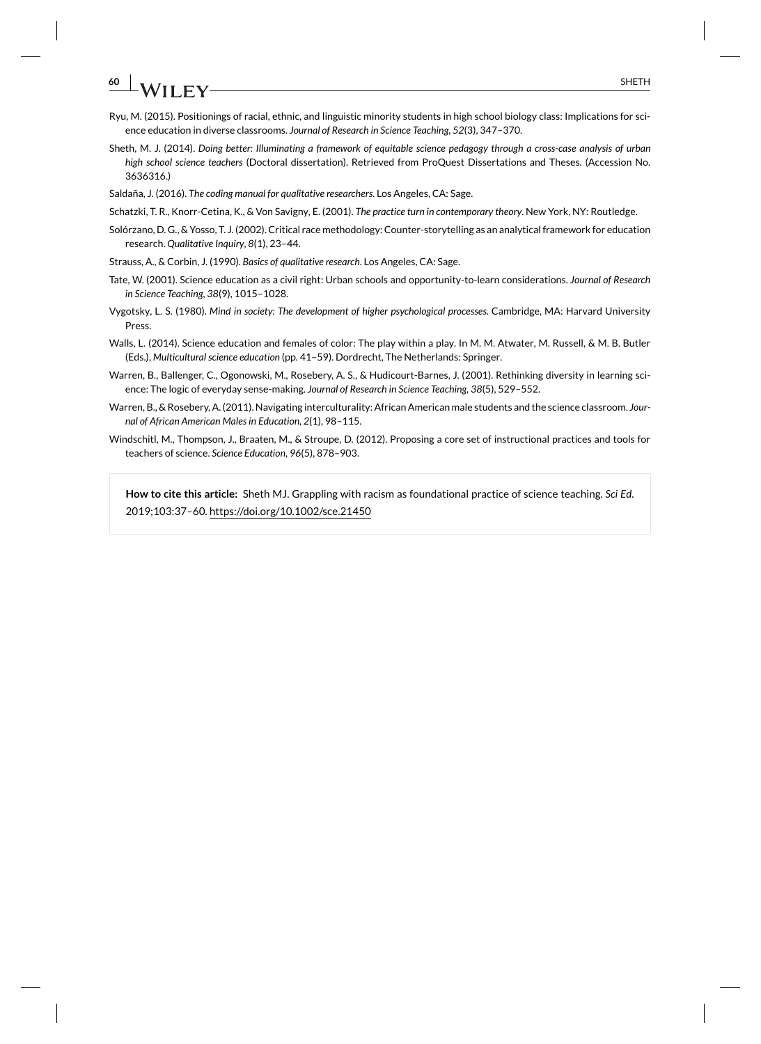Ryu, M. (2015). Positionings of racial, ethnic, and linguistic minority students in high school biology class: Implications for science education in diverse classrooms. *Journal of Research in Science Teaching*, *52*(3), 347–370.

Sheth, M. J. (2014). *Doing better: Illuminating a framework of equitable science pedagogy through a cross-case analysis of urban high school science teachers* (Doctoral dissertation). Retrieved from ProQuest Dissertations and Theses. (Accession No. 3636316.)

Saldaña, J. (2016). *The coding manual for qualitative researchers*. Los Angeles, CA: Sage.

Schatzki, T. R., Knorr-Cetina, K., & Von Savigny, E. (2001). *The practice turn in contemporary theory*. New York, NY: Routledge.

Solórzano, D. G., & Yosso, T. J. (2002). Critical race methodology: Counter-storytelling as an analytical framework for education research. *Qualitative Inquiry*, *8*(1), 23–44.

Strauss, A., & Corbin, J. (1990). *Basics of qualitative research*. Los Angeles, CA: Sage.

Tate, W. (2001). Science education as a civil right: Urban schools and opportunity-to-learn considerations. *Journal of Research in Science Teaching*, *38*(9), 1015–1028.

Vygotsky, L. S. (1980). *Mind in society: The development of higher psychological processes*. Cambridge, MA: Harvard University Press.

Walls, L. (2014). Science education and females of color: The play within a play. In M. M. Atwater, M. Russell, & M. B. Butler (Eds.), *Multicultural science education* (pp. 41–59). Dordrecht, The Netherlands: Springer.

Warren, B., Ballenger, C., Ogonowski, M., Rosebery, A. S., & Hudicourt-Barnes, J. (2001). Rethinking diversity in learning science: The logic of everyday sense-making. *Journal of Research in Science Teaching*, *38*(5), 529–552.

Warren, B., & Rosebery, A. (2011). Navigating interculturality: African American male students and the science classroom. *Journal of African American Males in Education*, *2*(1), 98–115.

Windschitl, M., Thompson, J., Braaten, M., & Stroupe, D. (2012). Proposing a core set of instructional practices and tools for teachers of science. *Science Education*, *96*(5), 878–903.

**How to cite this article:** Sheth MJ. Grappling with racism as foundational practice of science teaching. *Sci Ed*. 2019;103:37–60. https://doi.org/10.1002/sce.21450